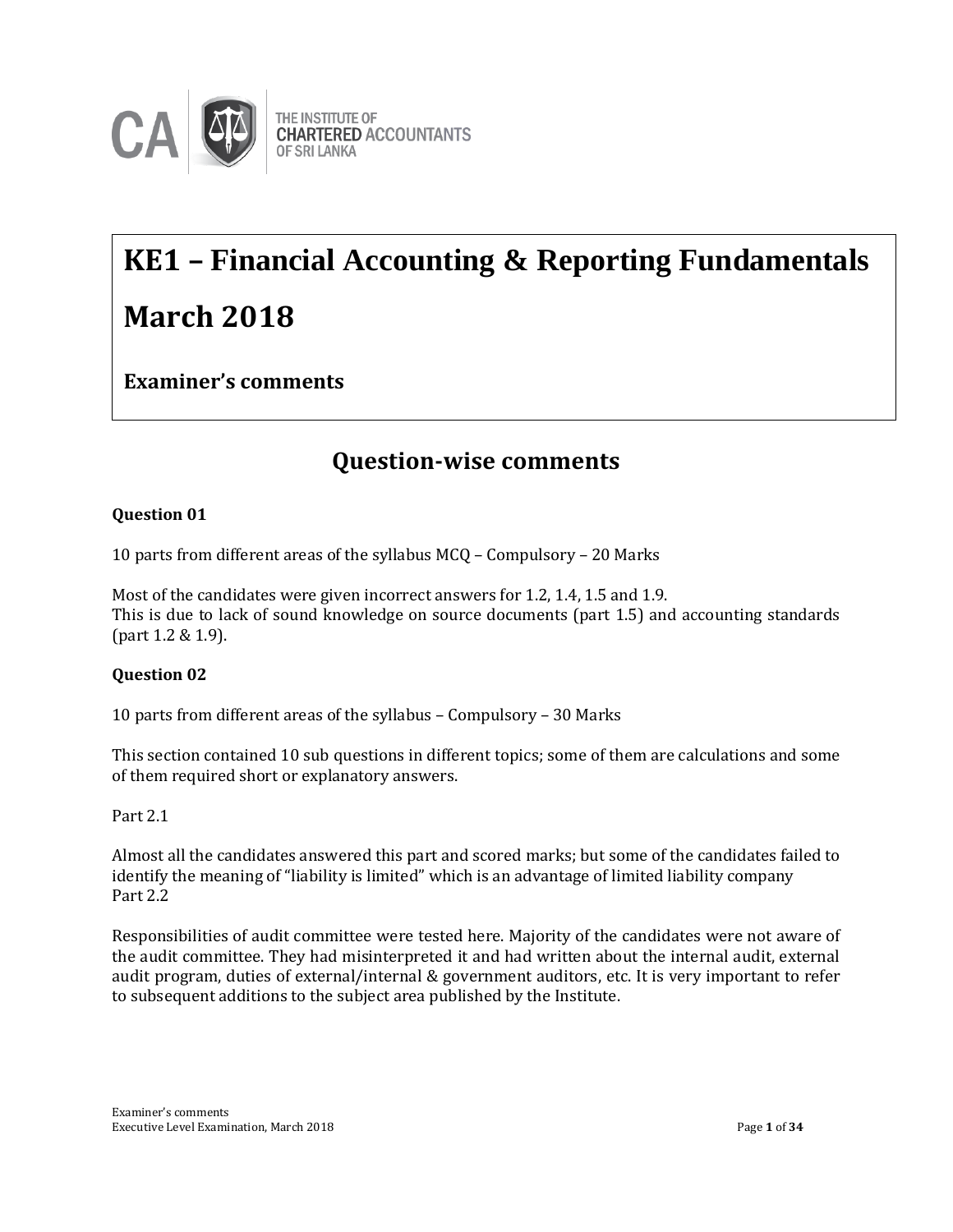THE INSTITUTE OF CHARTERED ACCOUNTANTS OF SRI LANKA

# KE1 – Financial Accounting & Reporting Fundamentals

# March 2018

**Examiner's comments**

## Question-wise comments

**Question 01**

10 parts from different areas of the syllabus MCQ – Compulsory – 20 Marks

Most of the candidates were given incorrect answers for 1.2, 1.4, 1.5 and 1.9.
This is due to lack of sound knowledge on source documents (part 1.5) and accounting standards (part 1.2 & 1.9).

**Question 02**

10 parts from different areas of the syllabus – Compulsory – 30 Marks

This section contained 10 sub questions in different topics; some of them are calculations and some of them required short or explanatory answers.

Part 2.1

Almost all the candidates answered this part and scored marks; but some of the candidates failed to identify the meaning of "liability is limited" which is an advantage of limited liability company

Part 2.2

Responsibilities of audit committee were tested here. Majority of the candidates were not aware of the audit committee. They had misinterpreted it and had written about the internal audit, external audit program, duties of external/internal & government auditors, etc. It is very important to refer to subsequent additions to the subject area published by the Institute.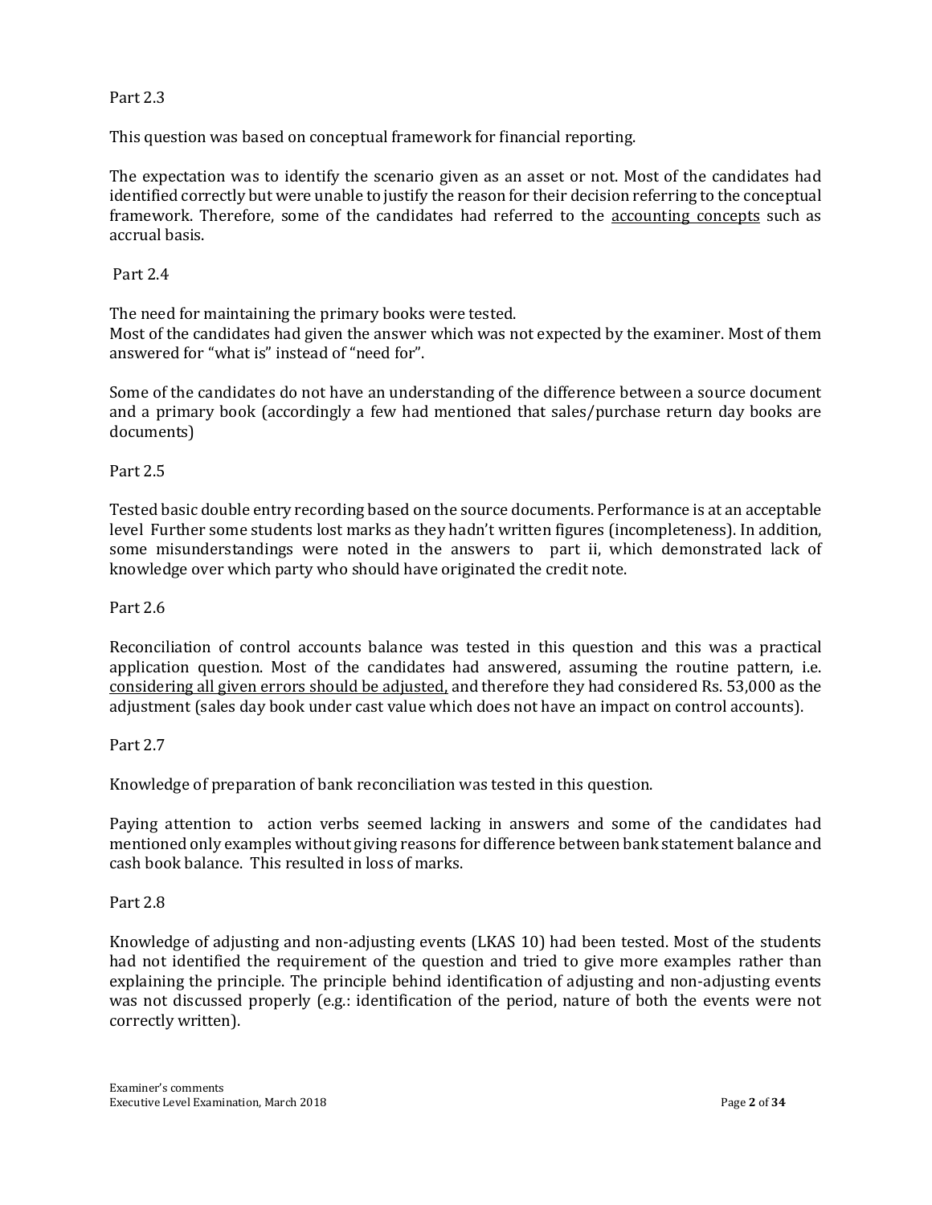Part 2.3

This question was based on conceptual framework for financial reporting.

The expectation was to identify the scenario given as an asset or not. Most of the candidates had identified correctly but were unable to justify the reason for their decision referring to the conceptual framework. Therefore, some of the candidates had referred to the <u>accounting concepts</u> such as accrual basis.

Part 2.4

The need for maintaining the primary books were tested.
Most of the candidates had given the answer which was not expected by the examiner. Most of them answered for "what is" instead of "need for".

Some of the candidates do not have an understanding of the difference between a source document and a primary book (accordingly a few had mentioned that sales/purchase return day books are documents)

Part 2.5

Tested basic double entry recording based on the source documents. Performance is at an acceptable level Further some students lost marks as they hadn't written figures (incompleteness). In addition, some misunderstandings were noted in the answers to part ii, which demonstrated lack of knowledge over which party who should have originated the credit note.

Part 2.6

Reconciliation of control accounts balance was tested in this question and this was a practical application question. Most of the candidates had answered, assuming the routine pattern, i.e. <u>considering all given errors should be adjusted,</u> and therefore they had considered Rs. 53,000 as the adjustment (sales day book under cast value which does not have an impact on control accounts).

Part 2.7

Knowledge of preparation of bank reconciliation was tested in this question.

Paying attention to action verbs seemed lacking in answers and some of the candidates had mentioned only examples without giving reasons for difference between bank statement balance and cash book balance. This resulted in loss of marks.

Part 2.8

Knowledge of adjusting and non-adjusting events (LKAS 10) had been tested. Most of the students had not identified the requirement of the question and tried to give more examples rather than explaining the principle. The principle behind identification of adjusting and non-adjusting events was not discussed properly (e.g.: identification of the period, nature of both the events were not correctly written).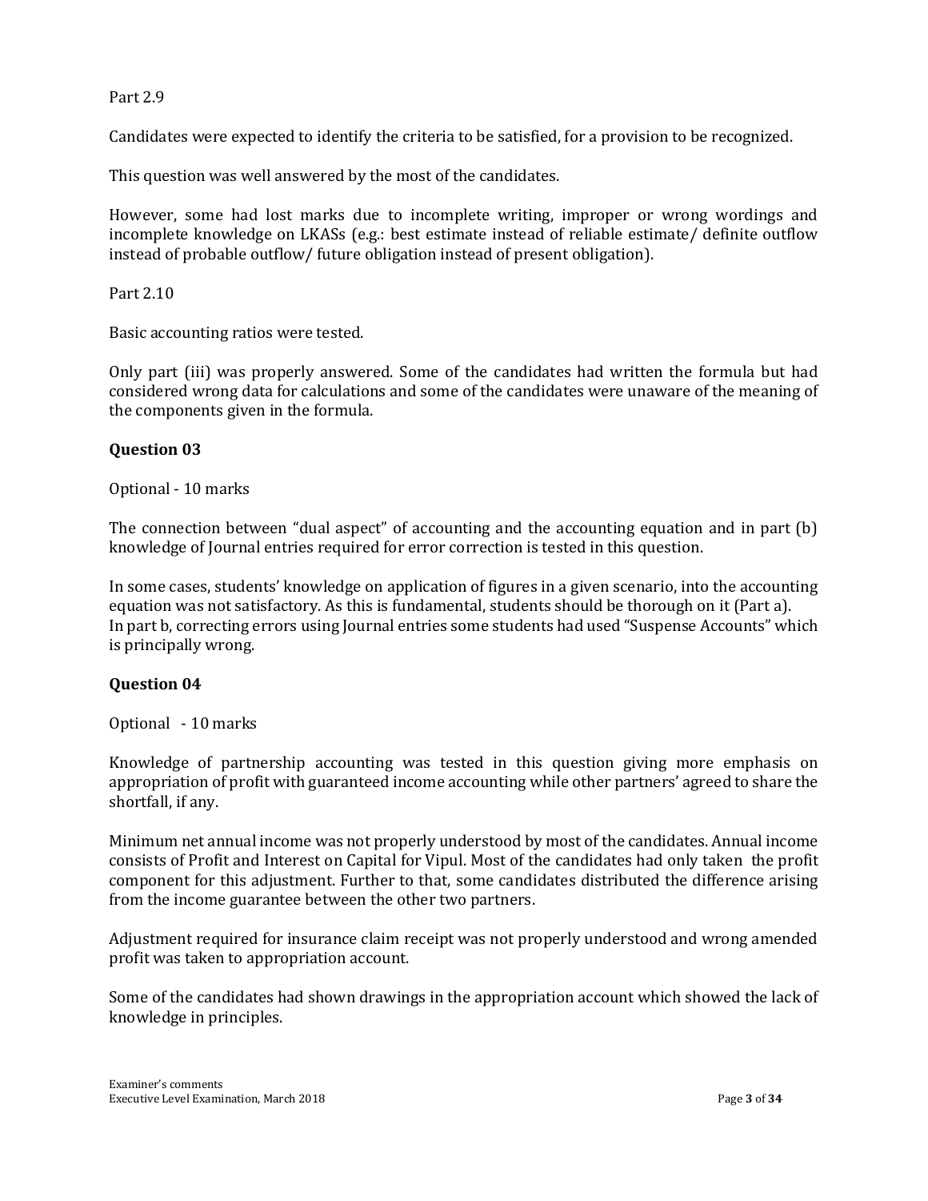Part 2.9

Candidates were expected to identify the criteria to be satisfied, for a provision to be recognized.

This question was well answered by the most of the candidates.

However, some had lost marks due to incomplete writing, improper or wrong wordings and incomplete knowledge on LKASs (e.g.: best estimate instead of reliable estimate/ definite outflow instead of probable outflow/ future obligation instead of present obligation).

Part 2.10

Basic accounting ratios were tested.

Only part (iii) was properly answered. Some of the candidates had written the formula but had considered wrong data for calculations and some of the candidates were unaware of the meaning of the components given in the formula.

**Question 03**

Optional - 10 marks

The connection between "dual aspect" of accounting and the accounting equation and in part (b) knowledge of Journal entries required for error correction is tested in this question.

In some cases, students' knowledge on application of figures in a given scenario, into the accounting equation was not satisfactory. As this is fundamental, students should be thorough on it (Part a).
In part b, correcting errors using Journal entries some students had used "Suspense Accounts" which is principally wrong.

**Question 04**

Optional - 10 marks

Knowledge of partnership accounting was tested in this question giving more emphasis on appropriation of profit with guaranteed income accounting while other partners' agreed to share the shortfall, if any.

Minimum net annual income was not properly understood by most of the candidates. Annual income consists of Profit and Interest on Capital for Vipul. Most of the candidates had only taken the profit component for this adjustment. Further to that, some candidates distributed the difference arising from the income guarantee between the other two partners.

Adjustment required for insurance claim receipt was not properly understood and wrong amended profit was taken to appropriation account.

Some of the candidates had shown drawings in the appropriation account which showed the lack of knowledge in principles.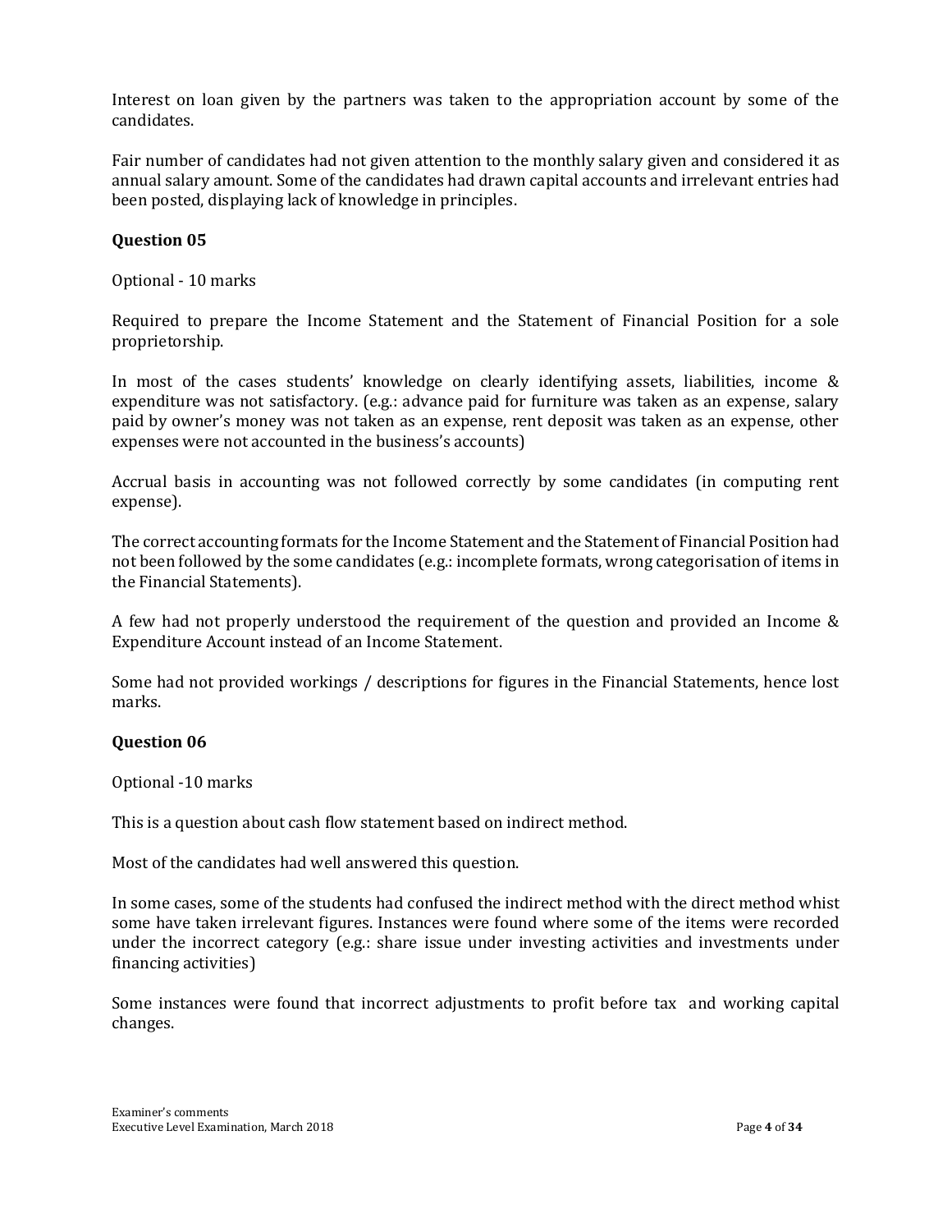Interest on loan given by the partners was taken to the appropriation account by some of the candidates.

Fair number of candidates had not given attention to the monthly salary given and considered it as annual salary amount. Some of the candidates had drawn capital accounts and irrelevant entries had been posted, displaying lack of knowledge in principles.

### Question 05

Optional - 10 marks

Required to prepare the Income Statement and the Statement of Financial Position for a sole proprietorship.

In most of the cases students' knowledge on clearly identifying assets, liabilities, income & expenditure was not satisfactory. (e.g.: advance paid for furniture was taken as an expense, salary paid by owner's money was not taken as an expense, rent deposit was taken as an expense, other expenses were not accounted in the business's accounts)

Accrual basis in accounting was not followed correctly by some candidates (in computing rent expense).

The correct accounting formats for the Income Statement and the Statement of Financial Position had not been followed by the some candidates (e.g.: incomplete formats, wrong categorisation of items in the Financial Statements).

A few had not properly understood the requirement of the question and provided an Income & Expenditure Account instead of an Income Statement.

Some had not provided workings / descriptions for figures in the Financial Statements, hence lost marks.

### Question 06

Optional -10 marks

This is a question about cash flow statement based on indirect method.

Most of the candidates had well answered this question.

In some cases, some of the students had confused the indirect method with the direct method whist some have taken irrelevant figures. Instances were found where some of the items were recorded under the incorrect category (e.g.: share issue under investing activities and investments under financing activities)

Some instances were found that incorrect adjustments to profit before tax and working capital changes.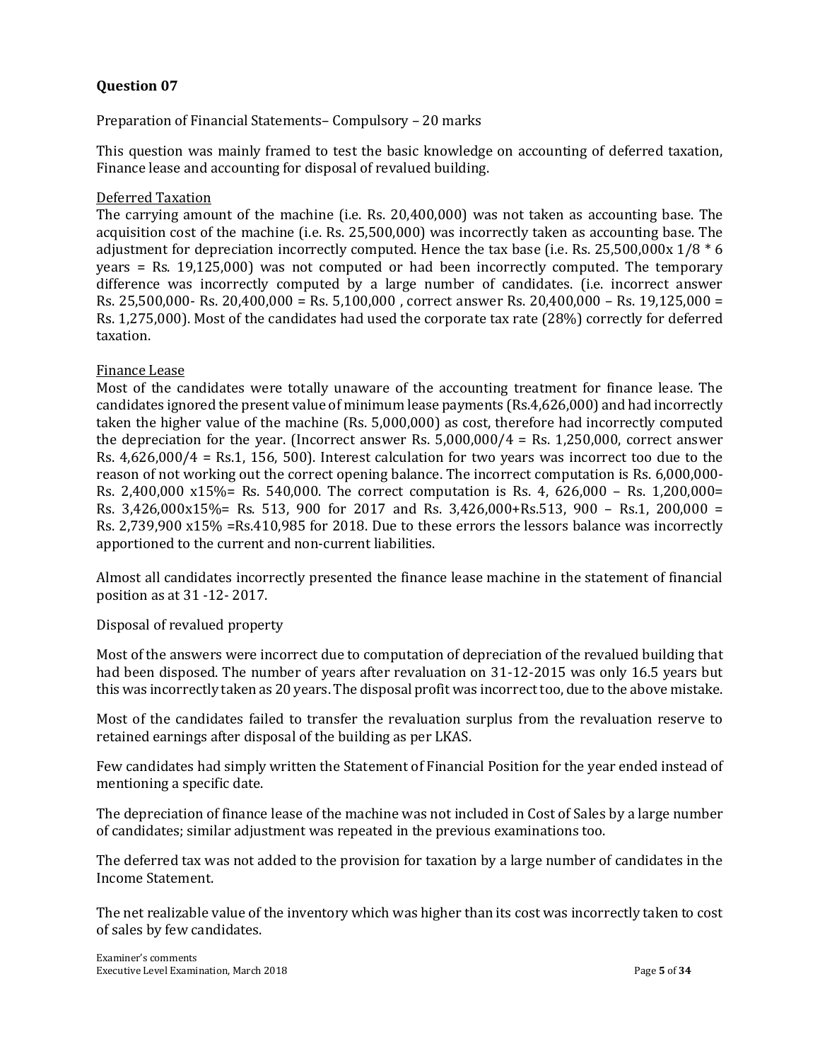## Question 07

Preparation of Financial Statements– Compulsory – 20 marks

This question was mainly framed to test the basic knowledge on accounting of deferred taxation, Finance lease and accounting for disposal of revalued building.

Deferred Taxation

The carrying amount of the machine (i.e. Rs. 20,400,000) was not taken as accounting base. The acquisition cost of the machine (i.e. Rs. 25,500,000) was incorrectly taken as accounting base. The adjustment for depreciation incorrectly computed. Hence the tax base (i.e. Rs. 25,500,000x 1/8 * 6 years = Rs. 19,125,000) was not computed or had been incorrectly computed. The temporary difference was incorrectly computed by a large number of candidates. (i.e. incorrect answer Rs. 25,500,000- Rs. 20,400,000 = Rs. 5,100,000 , correct answer Rs. 20,400,000 – Rs. 19,125,000 = Rs. 1,275,000). Most of the candidates had used the corporate tax rate (28%) correctly for deferred taxation.

Finance Lease

Most of the candidates were totally unaware of the accounting treatment for finance lease. The candidates ignored the present value of minimum lease payments (Rs.4,626,000) and had incorrectly taken the higher value of the machine (Rs. 5,000,000) as cost, therefore had incorrectly computed the depreciation for the year. (Incorrect answer Rs. 5,000,000/4 = Rs. 1,250,000, correct answer Rs. 4,626,000/4 = Rs.1, 156, 500). Interest calculation for two years was incorrect too due to the reason of not working out the correct opening balance. The incorrect computation is Rs. 6,000,000- Rs. 2,400,000 x15%= Rs. 540,000. The correct computation is Rs. 4, 626,000 – Rs. 1,200,000= Rs. 3,426,000x15%= Rs. 513, 900 for 2017 and Rs. 3,426,000+Rs.513, 900 – Rs.1, 200,000 = Rs. 2,739,900 x15% =Rs.410,985 for 2018. Due to these errors the lessors balance was incorrectly apportioned to the current and non-current liabilities.

Almost all candidates incorrectly presented the finance lease machine in the statement of financial position as at 31 -12- 2017.

Disposal of revalued property

Most of the answers were incorrect due to computation of depreciation of the revalued building that had been disposed. The number of years after revaluation on 31-12-2015 was only 16.5 years but this was incorrectly taken as 20 years. The disposal profit was incorrect too, due to the above mistake.

Most of the candidates failed to transfer the revaluation surplus from the revaluation reserve to retained earnings after disposal of the building as per LKAS.

Few candidates had simply written the Statement of Financial Position for the year ended instead of mentioning a specific date.

The depreciation of finance lease of the machine was not included in Cost of Sales by a large number of candidates; similar adjustment was repeated in the previous examinations too.

The deferred tax was not added to the provision for taxation by a large number of candidates in the Income Statement.

The net realizable value of the inventory which was higher than its cost was incorrectly taken to cost of sales by few candidates.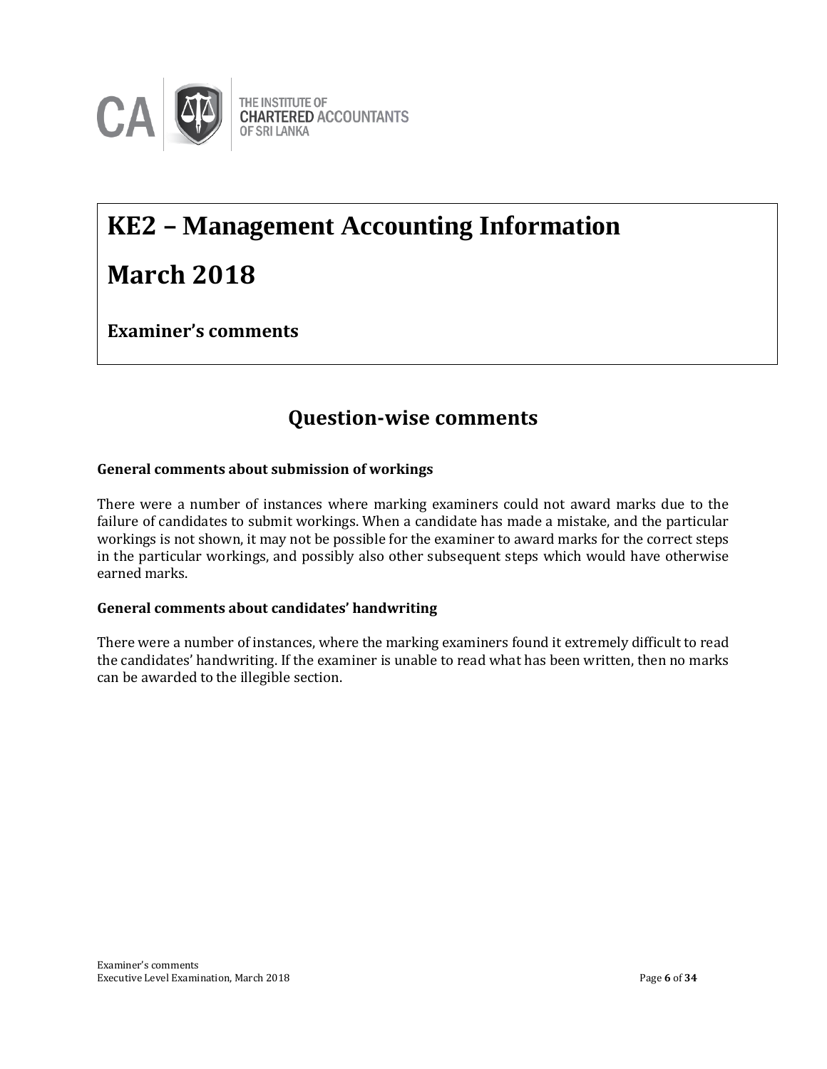# KE2 – Management Accounting Information

# March 2018

### Examiner's comments

## Question-wise comments

**General comments about submission of workings**

There were a number of instances where marking examiners could not award marks due to the failure of candidates to submit workings. When a candidate has made a mistake, and the particular workings is not shown, it may not be possible for the examiner to award marks for the correct steps in the particular workings, and possibly also other subsequent steps which would have otherwise earned marks.

**General comments about candidates' handwriting**

There were a number of instances, where the marking examiners found it extremely difficult to read the candidates' handwriting. If the examiner is unable to read what has been written, then no marks can be awarded to the illegible section.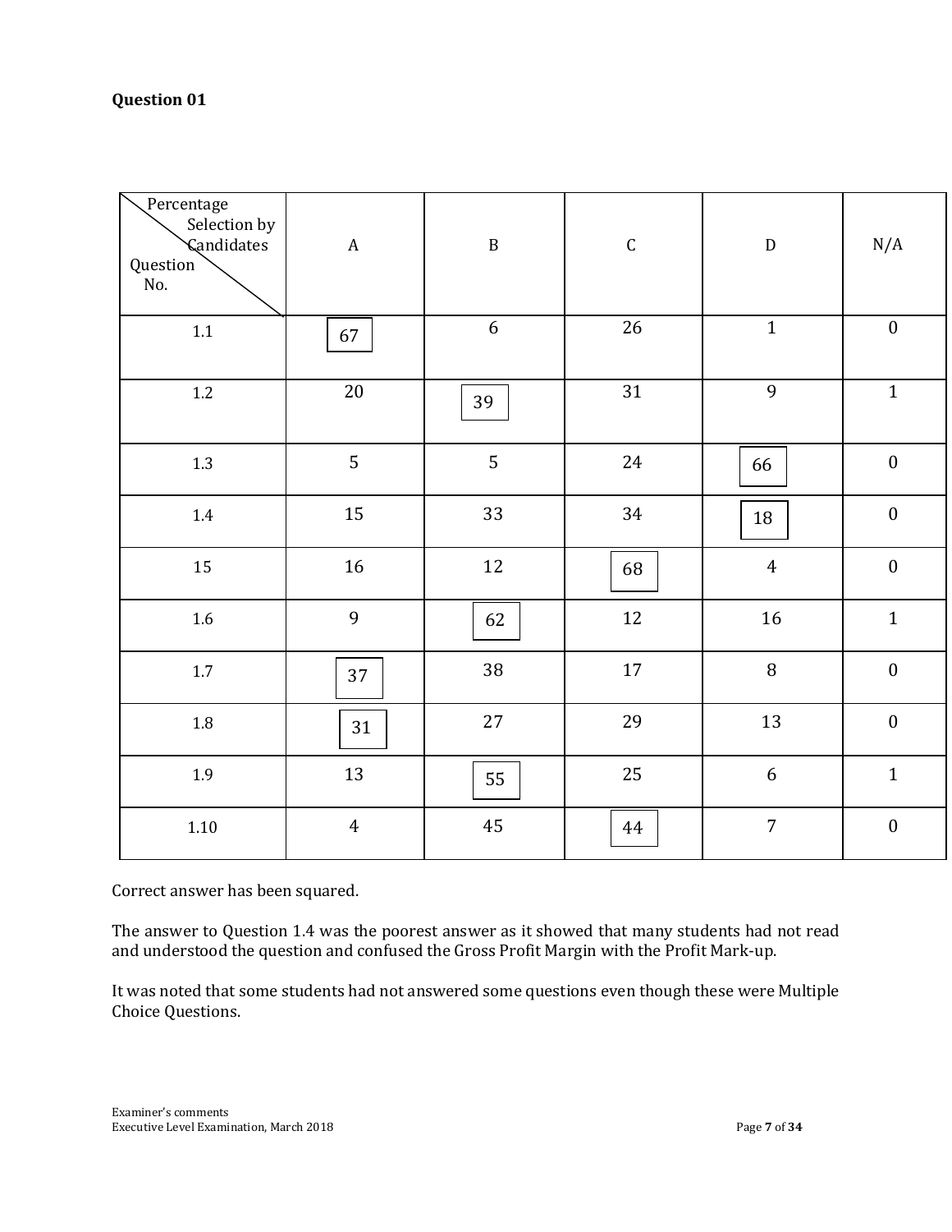**Question 01**

| Percentage Selection by Candidates / Question No. | A | B | C | D | N/A |
|---|---|---|---|---|---|
| 1.1 | [67] | 6 | 26 | 1 | 0 |
| 1.2 | 20 | [39] | 31 | 9 | 1 |
| 1.3 | 5 | 5 | 24 | [66] | 0 |
| 1.4 | 15 | 33 | 34 | [18] | 0 |
| 15 | 16 | 12 | [68] | 4 | 0 |
| 1.6 | 9 | [62] | 12 | 16 | 1 |
| 1.7 | [37] | 38 | 17 | 8 | 0 |
| 1.8 | [31] | 27 | 29 | 13 | 0 |
| 1.9 | 13 | [55] | 25 | 6 | 1 |
| 1.10 | 4 | 45 | [44] | 7 | 0 |

Correct answer has been squared.

The answer to Question 1.4 was the poorest answer as it showed that many students had not read and understood the question and confused the Gross Profit Margin with the Profit Mark-up.

It was noted that some students had not answered some questions even though these were Multiple Choice Questions.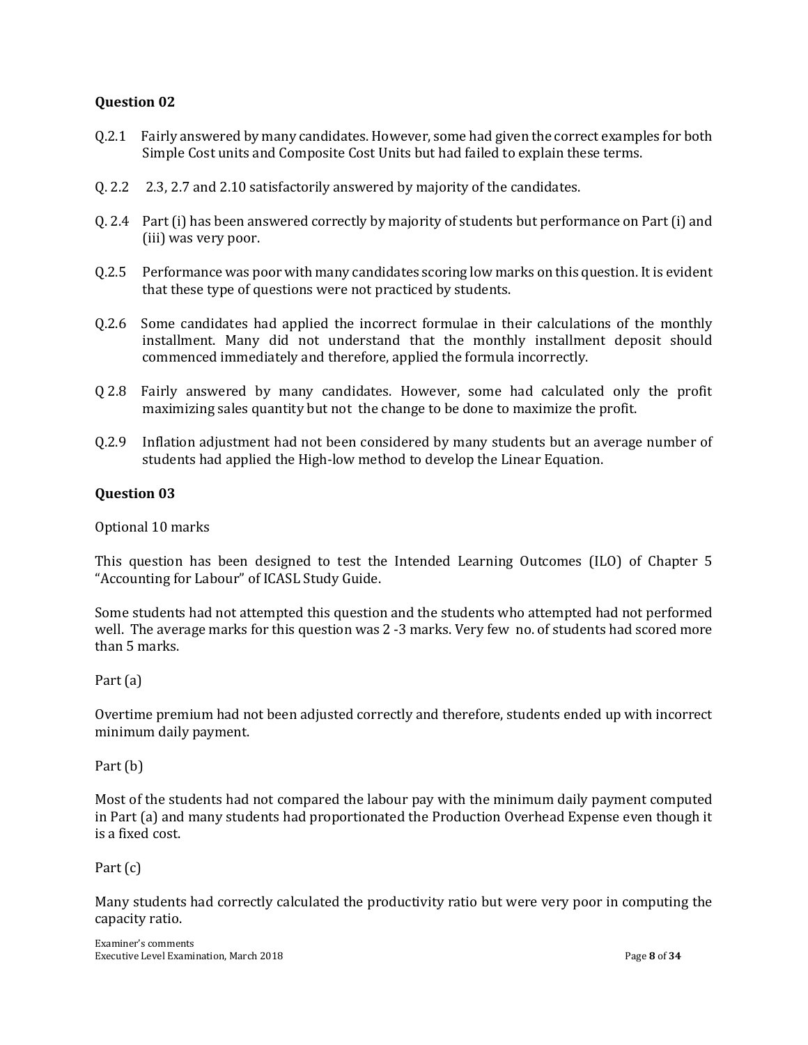**Question 02**

Q.2.1 Fairly answered by many candidates. However, some had given the correct examples for both Simple Cost units and Composite Cost Units but had failed to explain these terms.

Q. 2.2 2.3, 2.7 and 2.10 satisfactorily answered by majority of the candidates.

Q. 2.4 Part (i) has been answered correctly by majority of students but performance on Part (i) and (iii) was very poor.

Q.2.5 Performance was poor with many candidates scoring low marks on this question. It is evident that these type of questions were not practiced by students.

Q.2.6 Some candidates had applied the incorrect formulae in their calculations of the monthly installment. Many did not understand that the monthly installment deposit should commenced immediately and therefore, applied the formula incorrectly.

Q 2.8 Fairly answered by many candidates. However, some had calculated only the profit maximizing sales quantity but not the change to be done to maximize the profit.

Q.2.9 Inflation adjustment had not been considered by many students but an average number of students had applied the High-low method to develop the Linear Equation.

**Question 03**

Optional 10 marks

This question has been designed to test the Intended Learning Outcomes (ILO) of Chapter 5 "Accounting for Labour" of ICASL Study Guide.

Some students had not attempted this question and the students who attempted had not performed well. The average marks for this question was 2 -3 marks. Very few no. of students had scored more than 5 marks.

Part (a)

Overtime premium had not been adjusted correctly and therefore, students ended up with incorrect minimum daily payment.

Part (b)

Most of the students had not compared the labour pay with the minimum daily payment computed in Part (a) and many students had proportionated the Production Overhead Expense even though it is a fixed cost.

Part (c)

Many students had correctly calculated the productivity ratio but were very poor in computing the capacity ratio.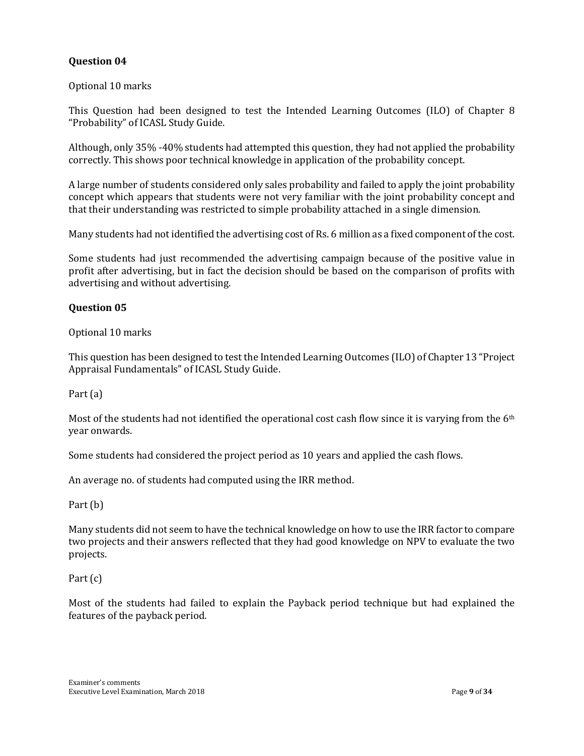**Question 04**

Optional 10 marks

This Question had been designed to test the Intended Learning Outcomes (ILO) of Chapter 8 "Probability" of ICASL Study Guide.

Although, only 35% -40% students had attempted this question, they had not applied the probability correctly. This shows poor technical knowledge in application of the probability concept.

A large number of students considered only sales probability and failed to apply the joint probability concept which appears that students were not very familiar with the joint probability concept and that their understanding was restricted to simple probability attached in a single dimension.

Many students had not identified the advertising cost of Rs. 6 million as a fixed component of the cost.

Some students had just recommended the advertising campaign because of the positive value in profit after advertising, but in fact the decision should be based on the comparison of profits with advertising and without advertising.

**Question 05**

Optional 10 marks

This question has been designed to test the Intended Learning Outcomes (ILO) of Chapter 13 "Project Appraisal Fundamentals" of ICASL Study Guide.

Part (a)

Most of the students had not identified the operational cost cash flow since it is varying from the 6th year onwards.

Some students had considered the project period as 10 years and applied the cash flows.

An average no. of students had computed using the IRR method.

Part (b)

Many students did not seem to have the technical knowledge on how to use the IRR factor to compare two projects and their answers reflected that they had good knowledge on NPV to evaluate the two projects.

Part (c)

Most of the students had failed to explain the Payback period technique but had explained the features of the payback period.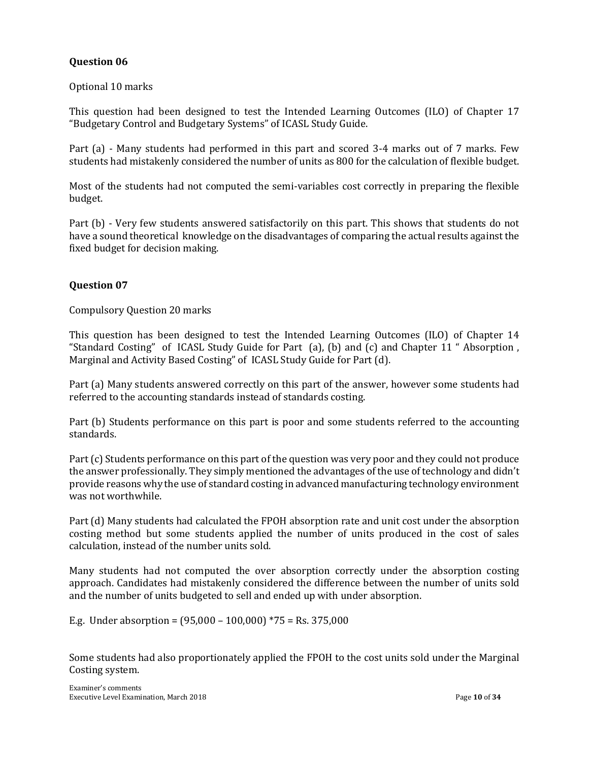### Question 06

Optional 10 marks

This question had been designed to test the Intended Learning Outcomes (ILO) of Chapter 17 "Budgetary Control and Budgetary Systems" of ICASL Study Guide.

Part (a) - Many students had performed in this part and scored 3-4 marks out of 7 marks. Few students had mistakenly considered the number of units as 800 for the calculation of flexible budget.

Most of the students had not computed the semi-variables cost correctly in preparing the flexible budget.

Part (b) - Very few students answered satisfactorily on this part. This shows that students do not have a sound theoretical knowledge on the disadvantages of comparing the actual results against the fixed budget for decision making.

### Question 07

Compulsory Question 20 marks

This question has been designed to test the Intended Learning Outcomes (ILO) of Chapter 14 "Standard Costing" of ICASL Study Guide for Part (a), (b) and (c) and Chapter 11 " Absorption , Marginal and Activity Based Costing" of ICASL Study Guide for Part (d).

Part (a) Many students answered correctly on this part of the answer, however some students had referred to the accounting standards instead of standards costing.

Part (b) Students performance on this part is poor and some students referred to the accounting standards.

Part (c) Students performance on this part of the question was very poor and they could not produce the answer professionally. They simply mentioned the advantages of the use of technology and didn't provide reasons why the use of standard costing in advanced manufacturing technology environment was not worthwhile.

Part (d) Many students had calculated the FPOH absorption rate and unit cost under the absorption costing method but some students applied the number of units produced in the cost of sales calculation, instead of the number units sold.

Many students had not computed the over absorption correctly under the absorption costing approach. Candidates had mistakenly considered the difference between the number of units sold and the number of units budgeted to sell and ended up with under absorption.

E.g. Under absorption = (95,000 – 100,000) *75 = Rs. 375,000

Some students had also proportionately applied the FPOH to the cost units sold under the Marginal Costing system.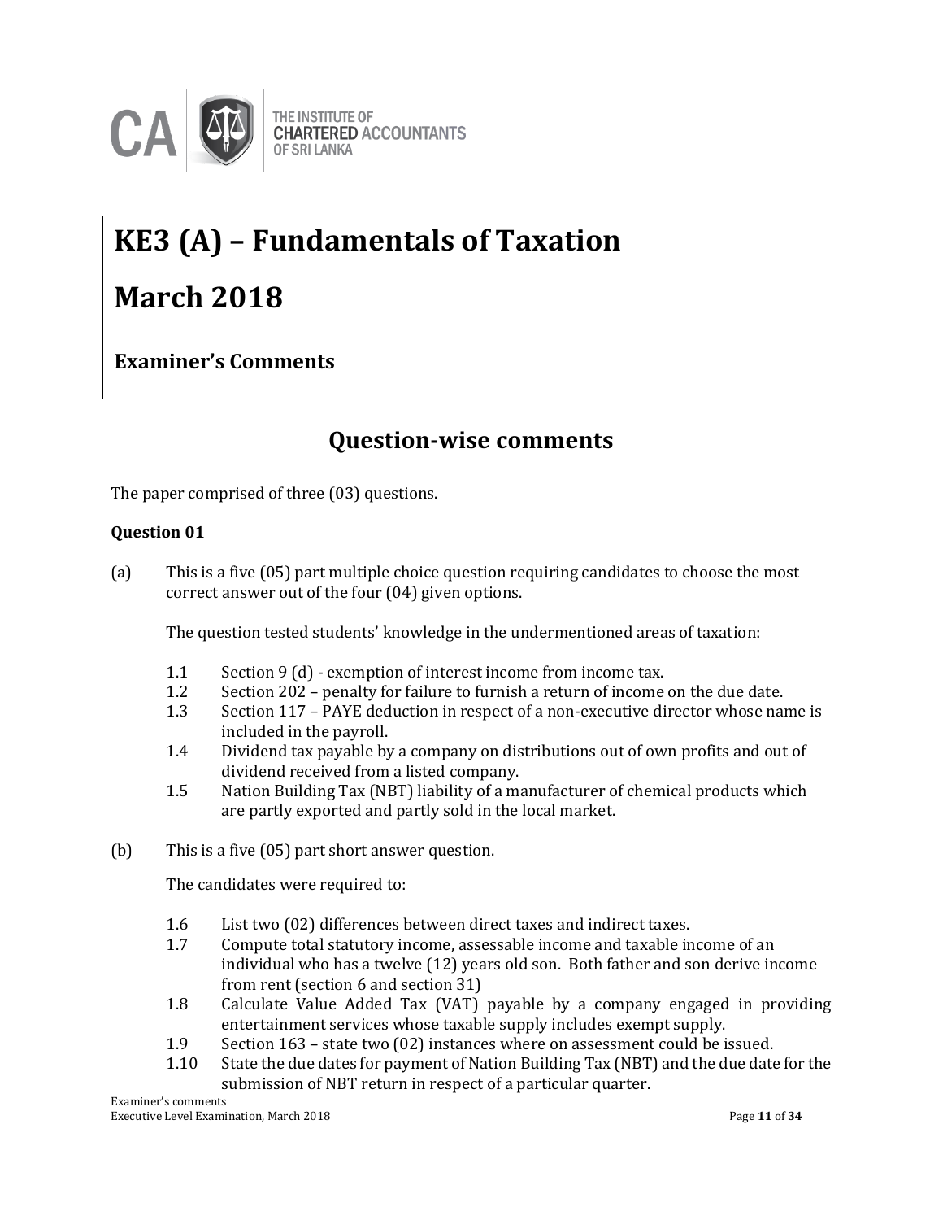# KE3 (A) – Fundamentals of Taxation

# March 2018

### Examiner's Comments

## Question-wise comments

The paper comprised of three (03) questions.

**Question 01**

(a) This is a five (05) part multiple choice question requiring candidates to choose the most correct answer out of the four (04) given options.

The question tested students' knowledge in the undermentioned areas of taxation:

- 1.1 Section 9 (d) - exemption of interest income from income tax.
- 1.2 Section 202 – penalty for failure to furnish a return of income on the due date.
- 1.3 Section 117 – PAYE deduction in respect of a non-executive director whose name is included in the payroll.
- 1.4 Dividend tax payable by a company on distributions out of own profits and out of dividend received from a listed company.
- 1.5 Nation Building Tax (NBT) liability of a manufacturer of chemical products which are partly exported and partly sold in the local market.

(b) This is a five (05) part short answer question.

The candidates were required to:

- 1.6 List two (02) differences between direct taxes and indirect taxes.
- 1.7 Compute total statutory income, assessable income and taxable income of an individual who has a twelve (12) years old son. Both father and son derive income from rent (section 6 and section 31)
- 1.8 Calculate Value Added Tax (VAT) payable by a company engaged in providing entertainment services whose taxable supply includes exempt supply.
- 1.9 Section 163 – state two (02) instances where on assessment could be issued.
- 1.10 State the due dates for payment of Nation Building Tax (NBT) and the due date for the submission of NBT return in respect of a particular quarter.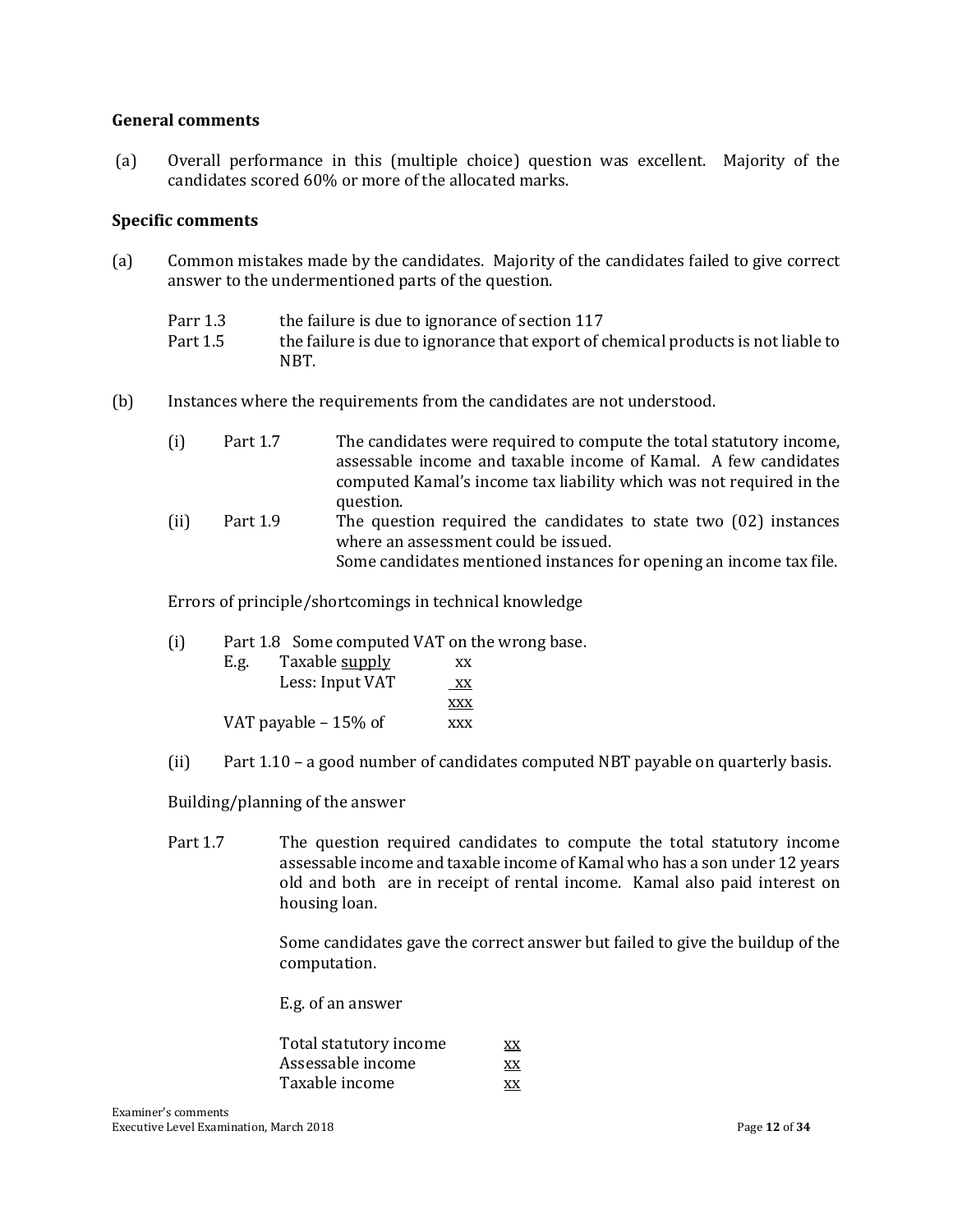**General comments**

(a) Overall performance in this (multiple choice) question was excellent. Majority of the candidates scored 60% or more of the allocated marks.

**Specific comments**

(a) Common mistakes made by the candidates. Majority of the candidates failed to give correct answer to the undermentioned parts of the question.

| | |
|---|---|
| Parr 1.3 | the failure is due to ignorance of section 117 |
| Part 1.5 | the failure is due to ignorance that export of chemical products is not liable to NBT. |

(b) Instances where the requirements from the candidates are not understood.

(i) Part 1.7 — The candidates were required to compute the total statutory income, assessable income and taxable income of Kamal. A few candidates computed Kamal's income tax liability which was not required in the question.

(ii) Part 1.9 — The question required the candidates to state two (02) instances where an assessment could be issued.
Some candidates mentioned instances for opening an income tax file.

Errors of principle/shortcomings in technical knowledge

(i) Part 1.8 Some computed VAT on the wrong base.

E.g.

| | |
|---|---|
| Taxable <u>supply</u> | xx |
| Less: Input VAT | <u>xx</u> |
| | <u>xxx</u> |
| VAT payable – 15% of | xxx |

(ii) Part 1.10 – a good number of candidates computed NBT payable on quarterly basis.

Building/planning of the answer

Part 1.7 — The question required candidates to compute the total statutory income assessable income and taxable income of Kamal who has a son under 12 years old and both are in receipt of rental income. Kamal also paid interest on housing loan.

Some candidates gave the correct answer but failed to give the buildup of the computation.

E.g. of an answer

| | |
|---|---|
| Total statutory income | <u>xx</u> |
| Assessable income | <u>xx</u> |
| Taxable income | <u>xx</u> |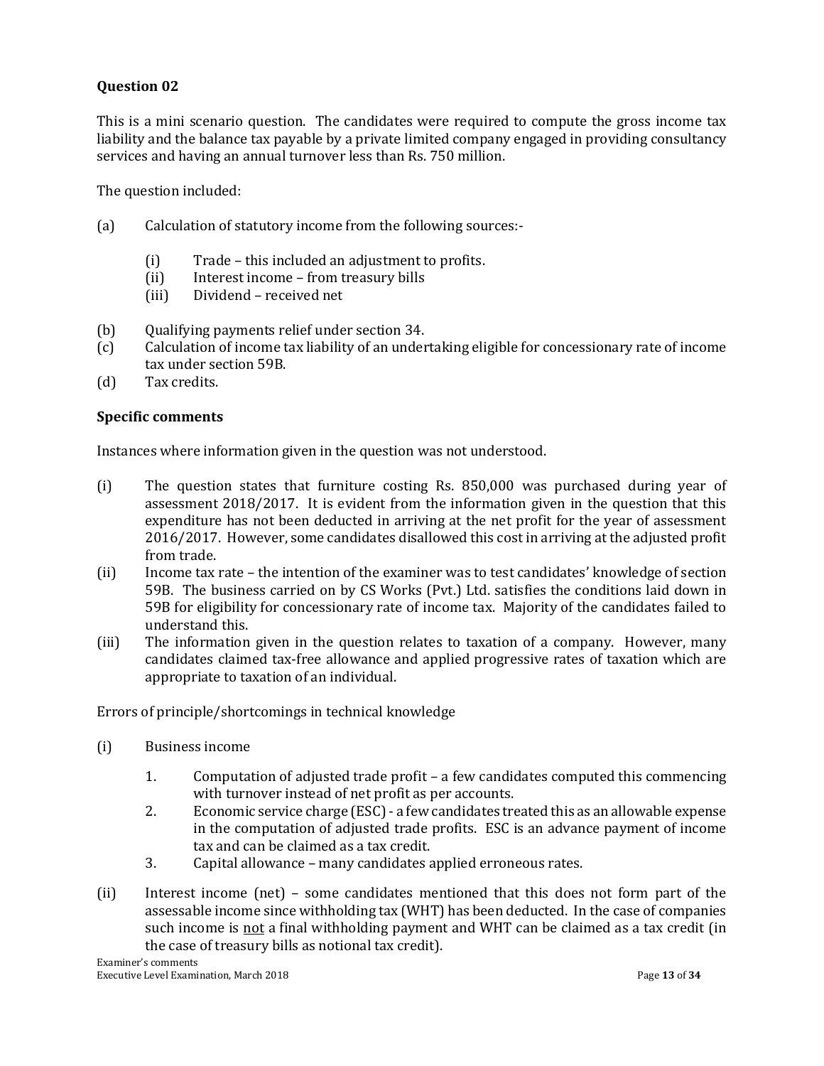**Question 02**

This is a mini scenario question. The candidates were required to compute the gross income tax liability and the balance tax payable by a private limited company engaged in providing consultancy services and having an annual turnover less than Rs. 750 million.

The question included:

(a) Calculation of statutory income from the following sources:-

  (i) Trade – this included an adjustment to profits.
  (ii) Interest income – from treasury bills
  (iii) Dividend – received net

(b) Qualifying payments relief under section 34.

(c) Calculation of income tax liability of an undertaking eligible for concessionary rate of income tax under section 59B.

(d) Tax credits.

**Specific comments**

Instances where information given in the question was not understood.

(i) The question states that furniture costing Rs. 850,000 was purchased during year of assessment 2018/2017. It is evident from the information given in the question that this expenditure has not been deducted in arriving at the net profit for the year of assessment 2016/2017. However, some candidates disallowed this cost in arriving at the adjusted profit from trade.

(ii) Income tax rate – the intention of the examiner was to test candidates' knowledge of section 59B. The business carried on by CS Works (Pvt.) Ltd. satisfies the conditions laid down in 59B for eligibility for concessionary rate of income tax. Majority of the candidates failed to understand this.

(iii) The information given in the question relates to taxation of a company. However, many candidates claimed tax-free allowance and applied progressive rates of taxation which are appropriate to taxation of an individual.

Errors of principle/shortcomings in technical knowledge

(i) Business income

  1. Computation of adjusted trade profit – a few candidates computed this commencing with turnover instead of net profit as per accounts.
  2. Economic service charge (ESC) - a few candidates treated this as an allowable expense in the computation of adjusted trade profits. ESC is an advance payment of income tax and can be claimed as a tax credit.
  3. Capital allowance – many candidates applied erroneous rates.

(ii) Interest income (net) – some candidates mentioned that this does not form part of the assessable income since withholding tax (WHT) has been deducted. In the case of companies such income is <u>not</u> a final withholding payment and WHT can be claimed as a tax credit (in the case of treasury bills as notional tax credit).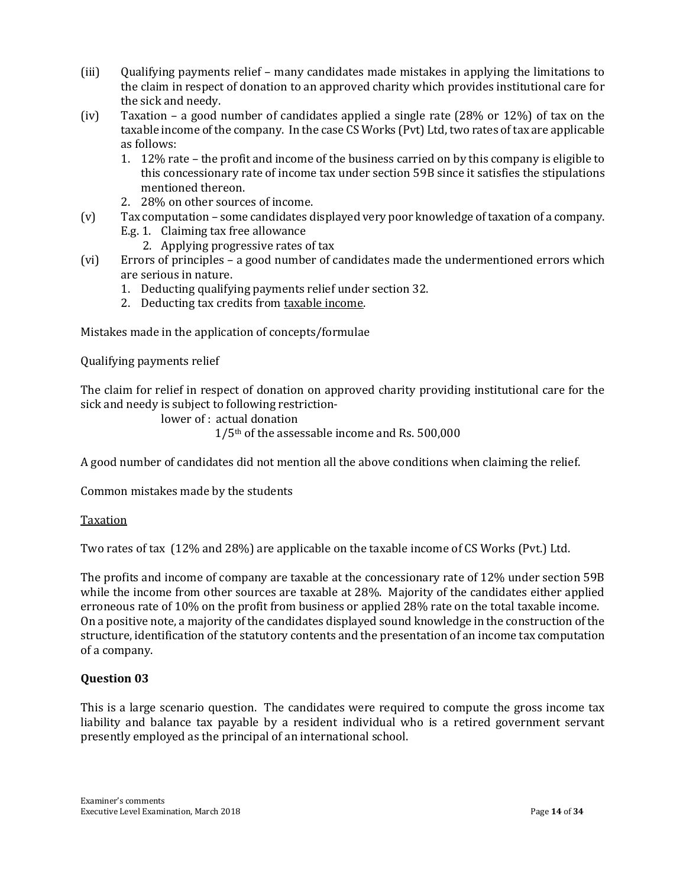(iii) Qualifying payments relief – many candidates made mistakes in applying the limitations to the claim in respect of donation to an approved charity which provides institutional care for the sick and needy.

(iv) Taxation – a good number of candidates applied a single rate (28% or 12%) of tax on the taxable income of the company. In the case CS Works (Pvt) Ltd, two rates of tax are applicable as follows:
   1. 12% rate – the profit and income of the business carried on by this company is eligible to this concessionary rate of income tax under section 59B since it satisfies the stipulations mentioned thereon.
   2. 28% on other sources of income.

(v) Tax computation – some candidates displayed very poor knowledge of taxation of a company.
   E.g. 1. Claiming tax free allowance
   2. Applying progressive rates of tax

(vi) Errors of principles – a good number of candidates made the undermentioned errors which are serious in nature.
   1. Deducting qualifying payments relief under section 32.
   2. Deducting tax credits from <u>taxable income</u>.

Mistakes made in the application of concepts/formulae

Qualifying payments relief

The claim for relief in respect of donation on approved charity providing institutional care for the sick and needy is subject to following restriction-

lower of : actual donation
$1/5^{th}$ of the assessable income and Rs. 500,000

A good number of candidates did not mention all the above conditions when claiming the relief.

Common mistakes made by the students

<u>Taxation</u>

Two rates of tax (12% and 28%) are applicable on the taxable income of CS Works (Pvt.) Ltd.

The profits and income of company are taxable at the concessionary rate of 12% under section 59B while the income from other sources are taxable at 28%. Majority of the candidates either applied erroneous rate of 10% on the profit from business or applied 28% rate on the total taxable income. On a positive note, a majority of the candidates displayed sound knowledge in the construction of the structure, identification of the statutory contents and the presentation of an income tax computation of a company.

**Question 03**

This is a large scenario question. The candidates were required to compute the gross income tax liability and balance tax payable by a resident individual who is a retired government servant presently employed as the principal of an international school.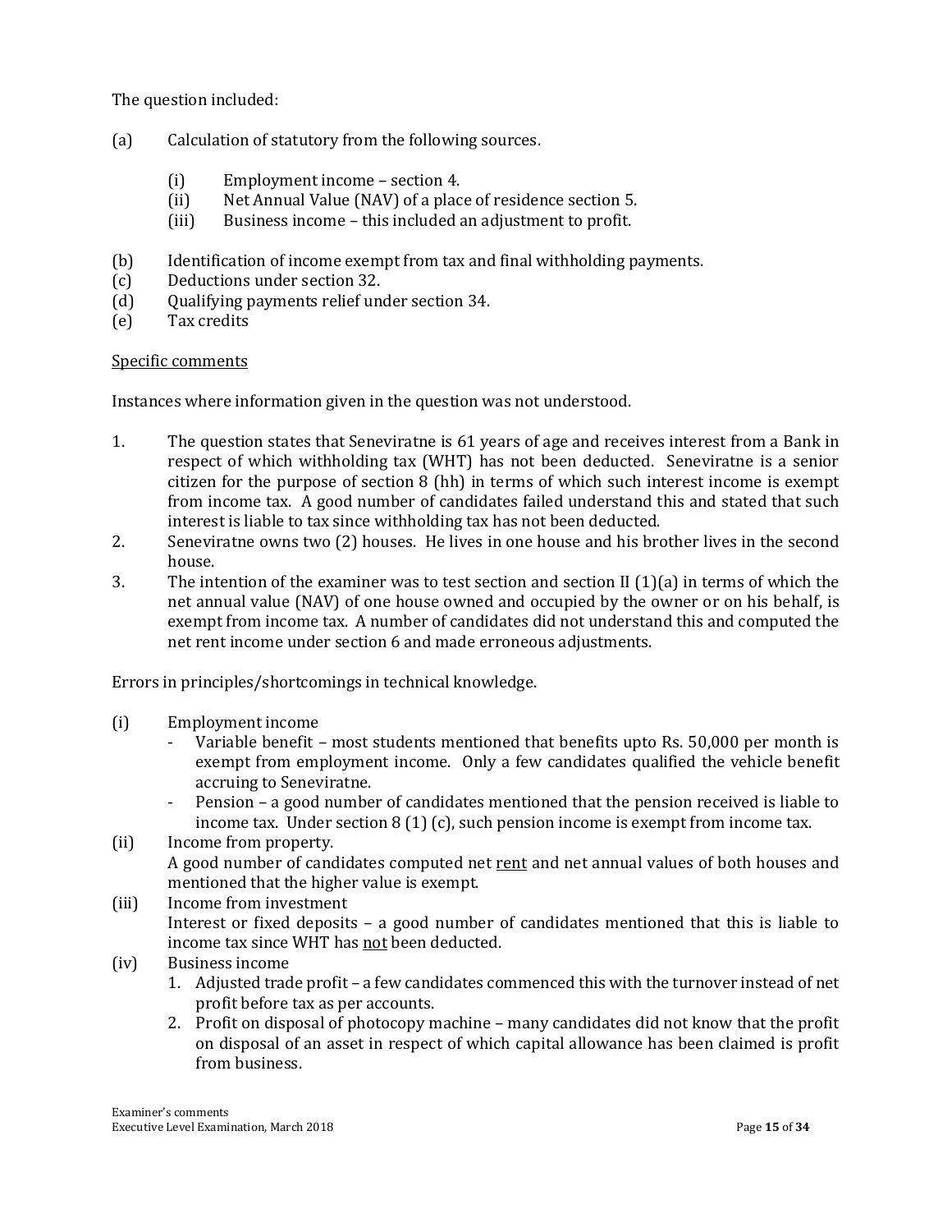The question included:

(a) Calculation of statutory from the following sources.

  (i) Employment income – section 4.
  (ii) Net Annual Value (NAV) of a place of residence section 5.
  (iii) Business income – this included an adjustment to profit.

(b) Identification of income exempt from tax and final withholding payments.
(c) Deductions under section 32.
(d) Qualifying payments relief under section 34.
(e) Tax credits

<u>Specific comments</u>

Instances where information given in the question was not understood.

1. The question states that Seneviratne is 61 years of age and receives interest from a Bank in respect of which withholding tax (WHT) has not been deducted. Seneviratne is a senior citizen for the purpose of section 8 (hh) in terms of which such interest income is exempt from income tax. A good number of candidates failed understand this and stated that such interest is liable to tax since withholding tax has not been deducted.
2. Seneviratne owns two (2) houses. He lives in one house and his brother lives in the second house.
3. The intention of the examiner was to test section and section II (1)(a) in terms of which the net annual value (NAV) of one house owned and occupied by the owner or on his behalf, is exempt from income tax. A number of candidates did not understand this and computed the net rent income under section 6 and made erroneous adjustments.

Errors in principles/shortcomings in technical knowledge.

(i) Employment income
  - Variable benefit – most students mentioned that benefits upto Rs. 50,000 per month is exempt from employment income. Only a few candidates qualified the vehicle benefit accruing to Seneviratne.
  - Pension – a good number of candidates mentioned that the pension received is liable to income tax. Under section 8 (1) (c), such pension income is exempt from income tax.

(ii) Income from property.
  A good number of candidates computed net <u>rent</u> and net annual values of both houses and mentioned that the higher value is exempt.

(iii) Income from investment
  Interest or fixed deposits – a good number of candidates mentioned that this is liable to income tax since WHT has <u>not</u> been deducted.

(iv) Business income
  1. Adjusted trade profit – a few candidates commenced this with the turnover instead of net profit before tax as per accounts.
  2. Profit on disposal of photocopy machine – many candidates did not know that the profit on disposal of an asset in respect of which capital allowance has been claimed is profit from business.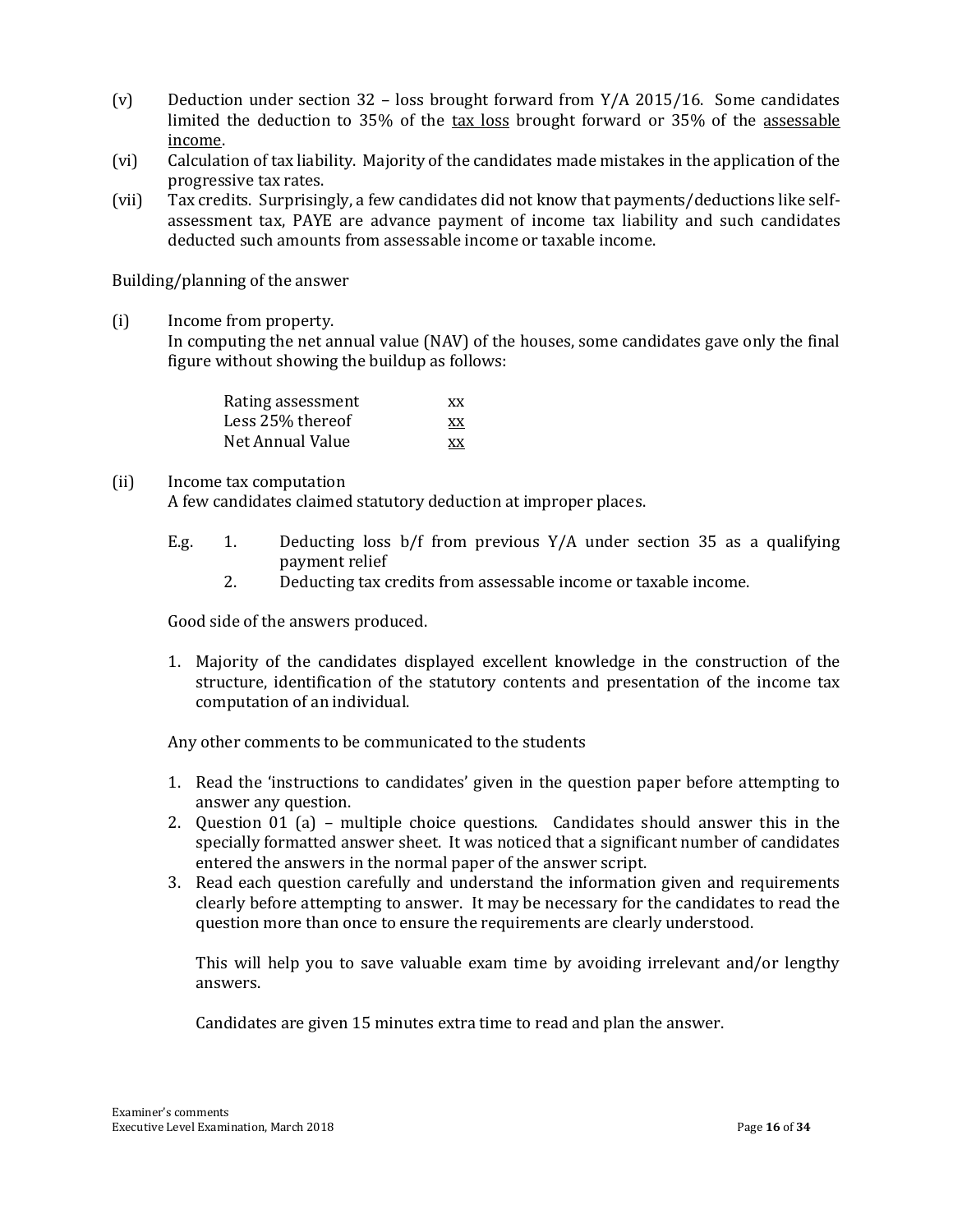(v) Deduction under section 32 – loss brought forward from Y/A 2015/16. Some candidates limited the deduction to 35% of the <u>tax loss</u> brought forward or 35% of the <u>assessable income</u>.

(vi) Calculation of tax liability. Majority of the candidates made mistakes in the application of the progressive tax rates.

(vii) Tax credits. Surprisingly, a few candidates did not know that payments/deductions like self-assessment tax, PAYE are advance payment of income tax liability and such candidates deducted such amounts from assessable income or taxable income.

Building/planning of the answer

(i) Income from property.
In computing the net annual value (NAV) of the houses, some candidates gave only the final figure without showing the buildup as follows:

| | |
|---|---|
| Rating assessment | xx |
| Less 25% thereof | xx |
| Net Annual Value | xx |

(ii) Income tax computation
A few candidates claimed statutory deduction at improper places.

E.g.
1. Deducting loss b/f from previous Y/A under section 35 as a qualifying payment relief
2. Deducting tax credits from assessable income or taxable income.

Good side of the answers produced.

1. Majority of the candidates displayed excellent knowledge in the construction of the structure, identification of the statutory contents and presentation of the income tax computation of an individual.

Any other comments to be communicated to the students

1. Read the 'instructions to candidates' given in the question paper before attempting to answer any question.
2. Question 01 (a) – multiple choice questions. Candidates should answer this in the specially formatted answer sheet. It was noticed that a significant number of candidates entered the answers in the normal paper of the answer script.
3. Read each question carefully and understand the information given and requirements clearly before attempting to answer. It may be necessary for the candidates to read the question more than once to ensure the requirements are clearly understood.

   This will help you to save valuable exam time by avoiding irrelevant and/or lengthy answers.

   Candidates are given 15 minutes extra time to read and plan the answer.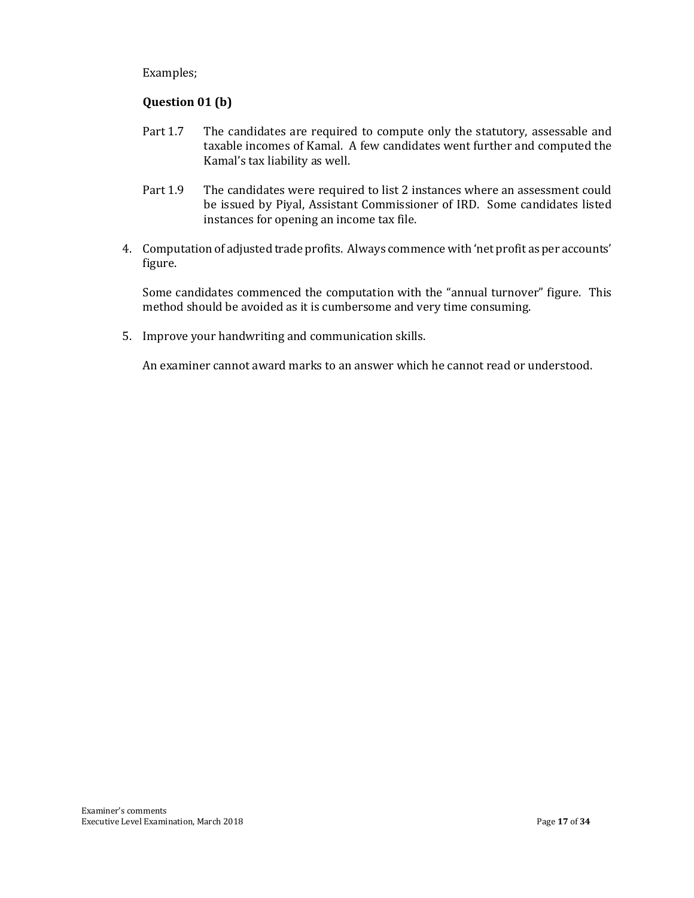Examples;

**Question 01 (b)**

Part 1.7 The candidates are required to compute only the statutory, assessable and taxable incomes of Kamal. A few candidates went further and computed the Kamal's tax liability as well.

Part 1.9 The candidates were required to list 2 instances where an assessment could be issued by Piyal, Assistant Commissioner of IRD. Some candidates listed instances for opening an income tax file.

4. Computation of adjusted trade profits. Always commence with 'net profit as per accounts' figure.

   Some candidates commenced the computation with the "annual turnover" figure. This method should be avoided as it is cumbersome and very time consuming.

5. Improve your handwriting and communication skills.

   An examiner cannot award marks to an answer which he cannot read or understood.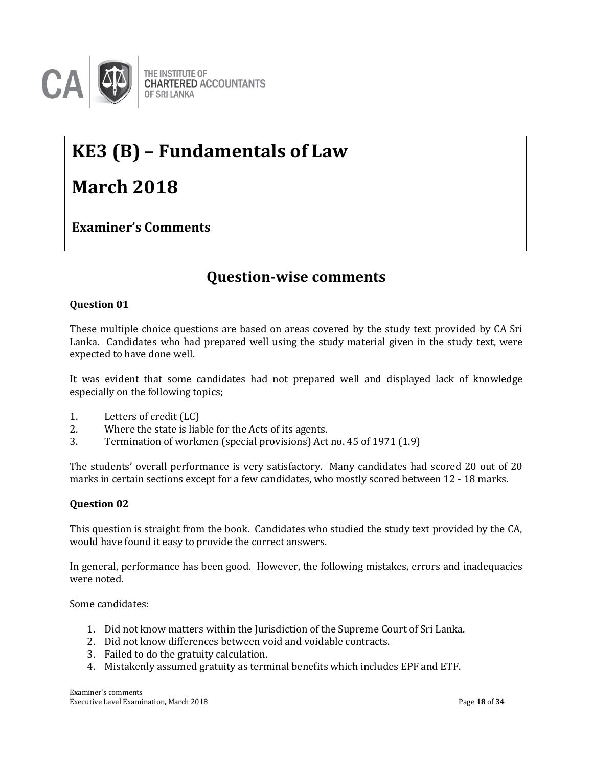# KE3 (B) – Fundamentals of Law

# March 2018

### Examiner's Comments

## Question-wise comments

**Question 01**

These multiple choice questions are based on areas covered by the study text provided by CA Sri Lanka. Candidates who had prepared well using the study material given in the study text, were expected to have done well.

It was evident that some candidates had not prepared well and displayed lack of knowledge especially on the following topics;

1. Letters of credit (LC)
2. Where the state is liable for the Acts of its agents.
3. Termination of workmen (special provisions) Act no. 45 of 1971 (1.9)

The students' overall performance is very satisfactory. Many candidates had scored 20 out of 20 marks in certain sections except for a few candidates, who mostly scored between 12 - 18 marks.

**Question 02**

This question is straight from the book. Candidates who studied the study text provided by the CA, would have found it easy to provide the correct answers.

In general, performance has been good. However, the following mistakes, errors and inadequacies were noted.

Some candidates:

1. Did not know matters within the Jurisdiction of the Supreme Court of Sri Lanka.
2. Did not know differences between void and voidable contracts.
3. Failed to do the gratuity calculation.
4. Mistakenly assumed gratuity as terminal benefits which includes EPF and ETF.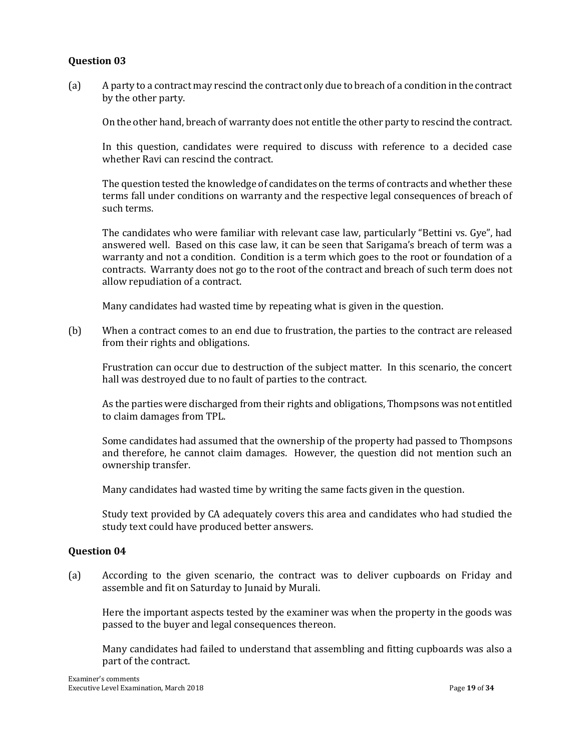## Question 03

(a) A party to a contract may rescind the contract only due to breach of a condition in the contract by the other party.

On the other hand, breach of warranty does not entitle the other party to rescind the contract.

In this question, candidates were required to discuss with reference to a decided case whether Ravi can rescind the contract.

The question tested the knowledge of candidates on the terms of contracts and whether these terms fall under conditions on warranty and the respective legal consequences of breach of such terms.

The candidates who were familiar with relevant case law, particularly "Bettini vs. Gye", had answered well. Based on this case law, it can be seen that Sarigama's breach of term was a warranty and not a condition. Condition is a term which goes to the root or foundation of a contracts. Warranty does not go to the root of the contract and breach of such term does not allow repudiation of a contract.

Many candidates had wasted time by repeating what is given in the question.

(b) When a contract comes to an end due to frustration, the parties to the contract are released from their rights and obligations.

Frustration can occur due to destruction of the subject matter. In this scenario, the concert hall was destroyed due to no fault of parties to the contract.

As the parties were discharged from their rights and obligations, Thompsons was not entitled to claim damages from TPL.

Some candidates had assumed that the ownership of the property had passed to Thompsons and therefore, he cannot claim damages. However, the question did not mention such an ownership transfer.

Many candidates had wasted time by writing the same facts given in the question.

Study text provided by CA adequately covers this area and candidates who had studied the study text could have produced better answers.

## Question 04

(a) According to the given scenario, the contract was to deliver cupboards on Friday and assemble and fit on Saturday to Junaid by Murali.

Here the important aspects tested by the examiner was when the property in the goods was passed to the buyer and legal consequences thereon.

Many candidates had failed to understand that assembling and fitting cupboards was also a part of the contract.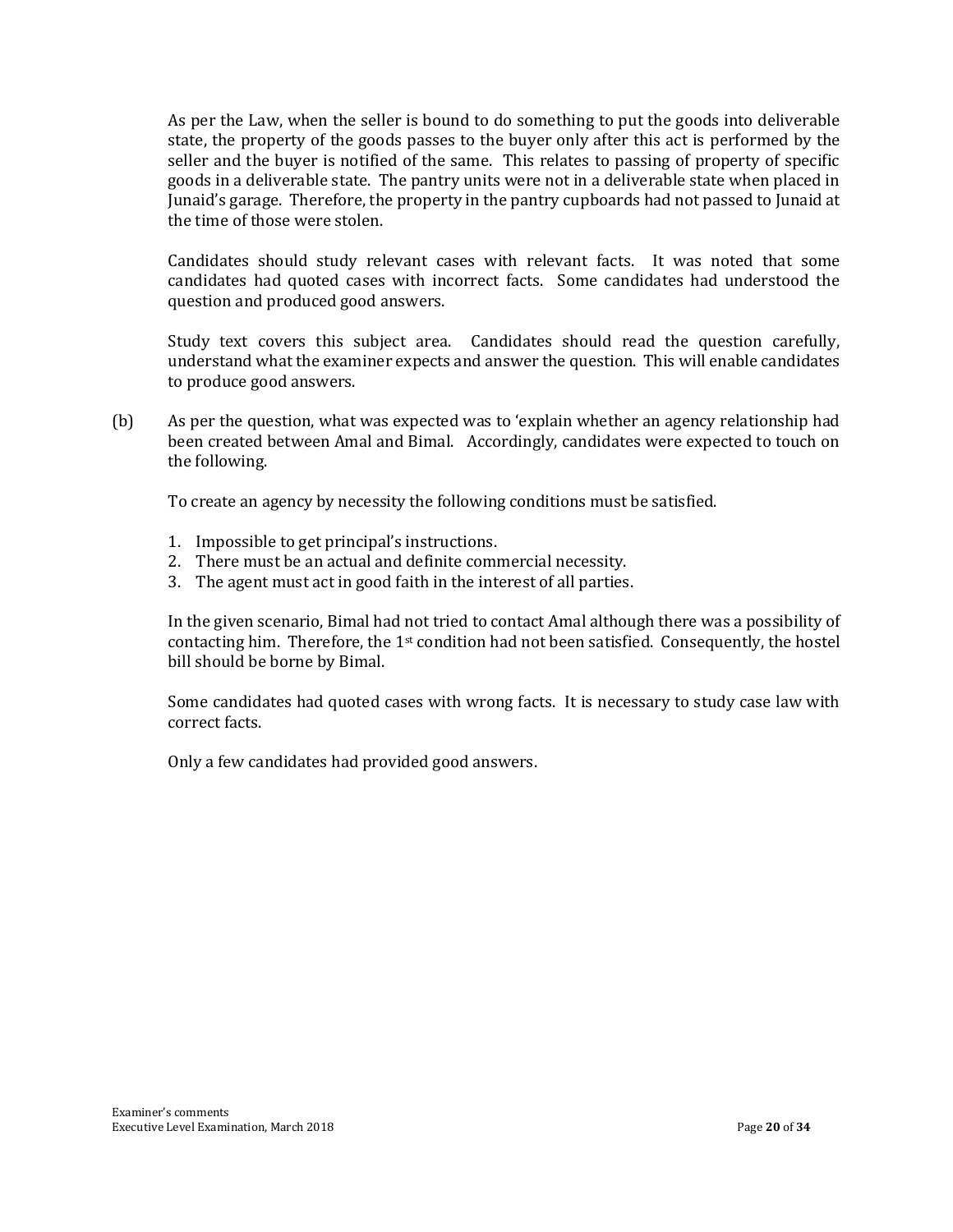As per the Law, when the seller is bound to do something to put the goods into deliverable state, the property of the goods passes to the buyer only after this act is performed by the seller and the buyer is notified of the same. This relates to passing of property of specific goods in a deliverable state. The pantry units were not in a deliverable state when placed in Junaid's garage. Therefore, the property in the pantry cupboards had not passed to Junaid at the time of those were stolen.

Candidates should study relevant cases with relevant facts. It was noted that some candidates had quoted cases with incorrect facts. Some candidates had understood the question and produced good answers.

Study text covers this subject area. Candidates should read the question carefully, understand what the examiner expects and answer the question. This will enable candidates to produce good answers.

(b) As per the question, what was expected was to 'explain whether an agency relationship had been created between Amal and Bimal. Accordingly, candidates were expected to touch on the following.

To create an agency by necessity the following conditions must be satisfied.

1. Impossible to get principal's instructions.
2. There must be an actual and definite commercial necessity.
3. The agent must act in good faith in the interest of all parties.

In the given scenario, Bimal had not tried to contact Amal although there was a possibility of contacting him. Therefore, the 1st condition had not been satisfied. Consequently, the hostel bill should be borne by Bimal.

Some candidates had quoted cases with wrong facts. It is necessary to study case law with correct facts.

Only a few candidates had provided good answers.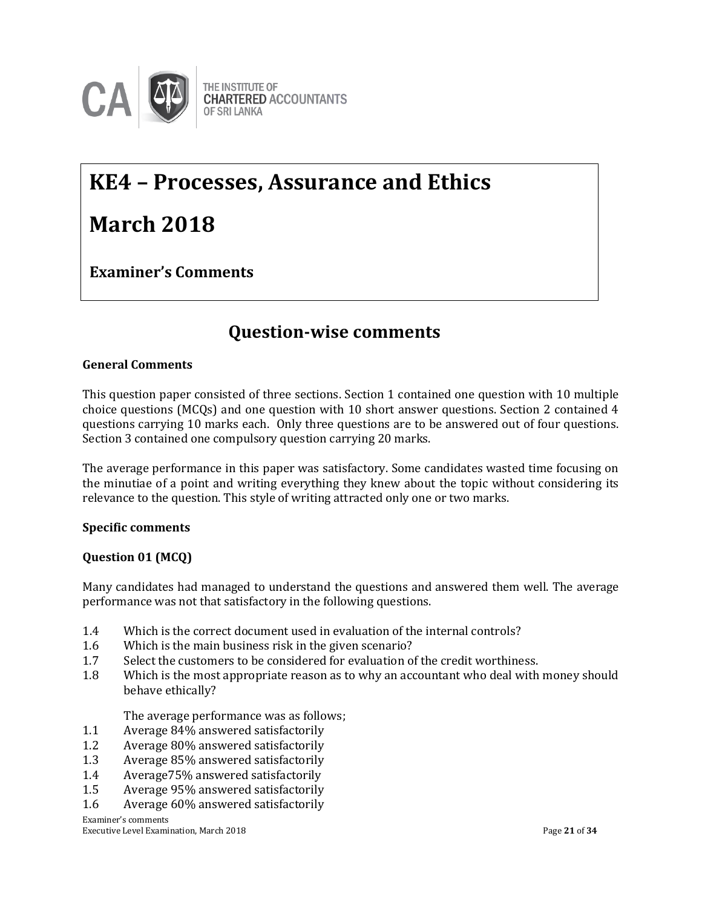# KE4 – Processes, Assurance and Ethics

# March 2018

**Examiner's Comments**

## Question-wise comments

**General Comments**

This question paper consisted of three sections. Section 1 contained one question with 10 multiple choice questions (MCQs) and one question with 10 short answer questions. Section 2 contained 4 questions carrying 10 marks each. Only three questions are to be answered out of four questions. Section 3 contained one compulsory question carrying 20 marks.

The average performance in this paper was satisfactory. Some candidates wasted time focusing on the minutiae of a point and writing everything they knew about the topic without considering its relevance to the question. This style of writing attracted only one or two marks.

**Specific comments**

**Question 01 (MCQ)**

Many candidates had managed to understand the questions and answered them well. The average performance was not that satisfactory in the following questions.

1.4 Which is the correct document used in evaluation of the internal controls?
1.6 Which is the main business risk in the given scenario?
1.7 Select the customers to be considered for evaluation of the credit worthiness.
1.8 Which is the most appropriate reason as to why an accountant who deal with money should behave ethically?

The average performance was as follows;

1.1 Average 84% answered satisfactorily
1.2 Average 80% answered satisfactorily
1.3 Average 85% answered satisfactorily
1.4 Average75% answered satisfactorily
1.5 Average 95% answered satisfactorily
1.6 Average 60% answered satisfactorily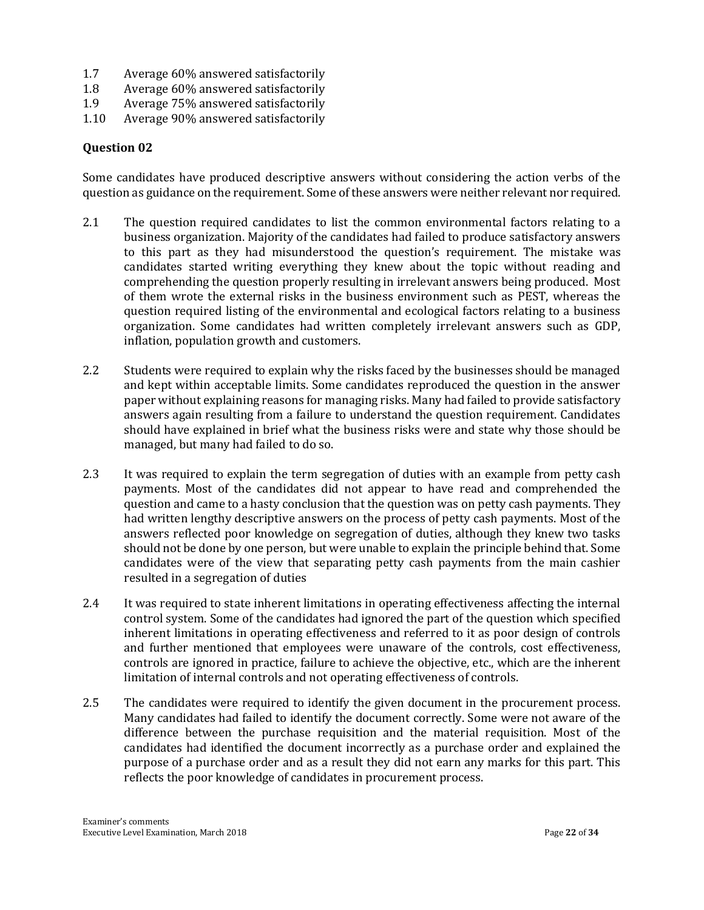1.7 Average 60% answered satisfactorily
1.8 Average 60% answered satisfactorily
1.9 Average 75% answered satisfactorily
1.10 Average 90% answered satisfactorily

**Question 02**

Some candidates have produced descriptive answers without considering the action verbs of the question as guidance on the requirement. Some of these answers were neither relevant nor required.

2.1 The question required candidates to list the common environmental factors relating to a business organization. Majority of the candidates had failed to produce satisfactory answers to this part as they had misunderstood the question's requirement. The mistake was candidates started writing everything they knew about the topic without reading and comprehending the question properly resulting in irrelevant answers being produced. Most of them wrote the external risks in the business environment such as PEST, whereas the question required listing of the environmental and ecological factors relating to a business organization. Some candidates had written completely irrelevant answers such as GDP, inflation, population growth and customers.

2.2 Students were required to explain why the risks faced by the businesses should be managed and kept within acceptable limits. Some candidates reproduced the question in the answer paper without explaining reasons for managing risks. Many had failed to provide satisfactory answers again resulting from a failure to understand the question requirement. Candidates should have explained in brief what the business risks were and state why those should be managed, but many had failed to do so.

2.3 It was required to explain the term segregation of duties with an example from petty cash payments. Most of the candidates did not appear to have read and comprehended the question and came to a hasty conclusion that the question was on petty cash payments. They had written lengthy descriptive answers on the process of petty cash payments. Most of the answers reflected poor knowledge on segregation of duties, although they knew two tasks should not be done by one person, but were unable to explain the principle behind that. Some candidates were of the view that separating petty cash payments from the main cashier resulted in a segregation of duties

2.4 It was required to state inherent limitations in operating effectiveness affecting the internal control system. Some of the candidates had ignored the part of the question which specified inherent limitations in operating effectiveness and referred to it as poor design of controls and further mentioned that employees were unaware of the controls, cost effectiveness, controls are ignored in practice, failure to achieve the objective, etc., which are the inherent limitation of internal controls and not operating effectiveness of controls.

2.5 The candidates were required to identify the given document in the procurement process. Many candidates had failed to identify the document correctly. Some were not aware of the difference between the purchase requisition and the material requisition. Most of the candidates had identified the document incorrectly as a purchase order and explained the purpose of a purchase order and as a result they did not earn any marks for this part. This reflects the poor knowledge of candidates in procurement process.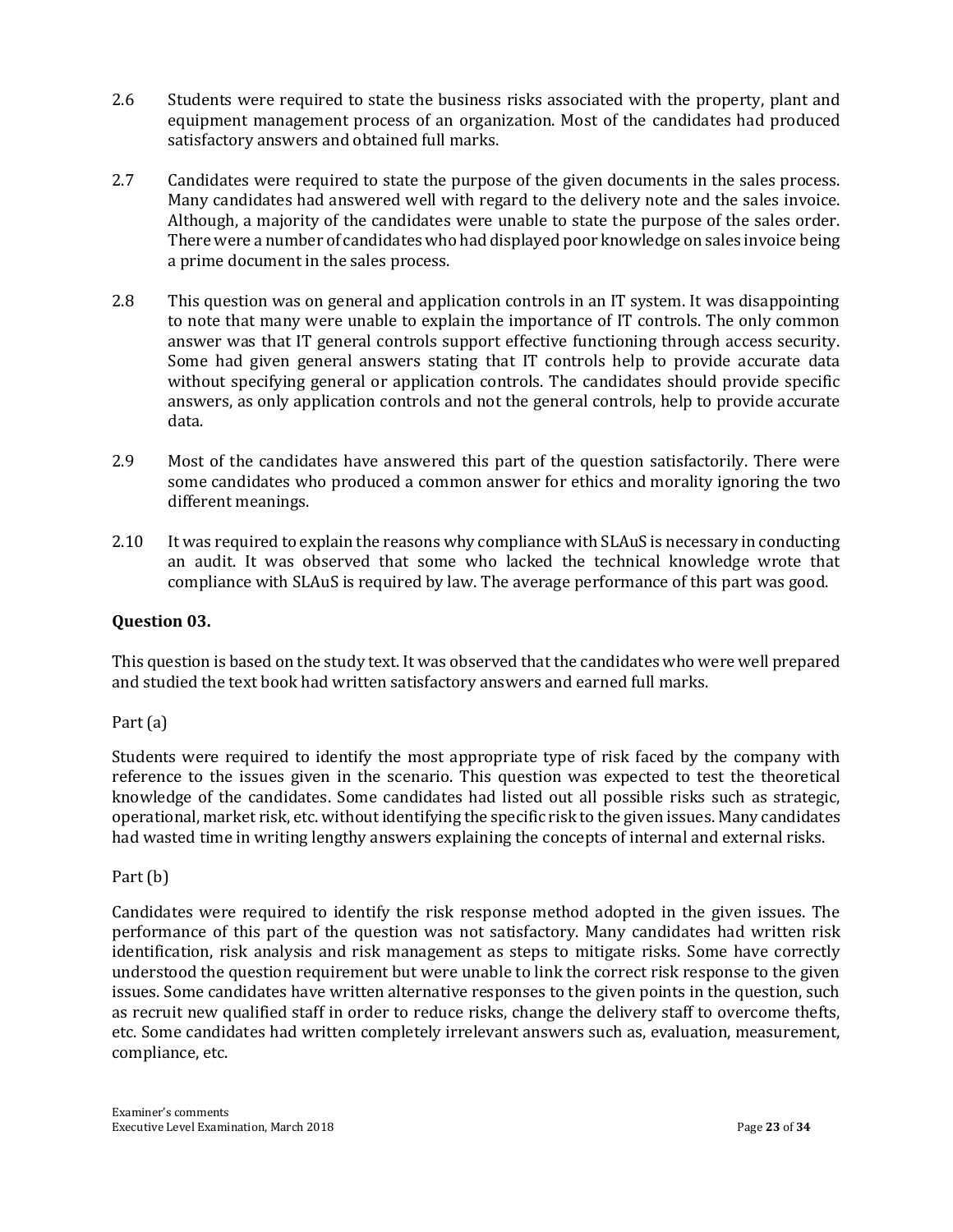2.6 Students were required to state the business risks associated with the property, plant and equipment management process of an organization. Most of the candidates had produced satisfactory answers and obtained full marks.

2.7 Candidates were required to state the purpose of the given documents in the sales process. Many candidates had answered well with regard to the delivery note and the sales invoice. Although, a majority of the candidates were unable to state the purpose of the sales order. There were a number of candidates who had displayed poor knowledge on sales invoice being a prime document in the sales process.

2.8 This question was on general and application controls in an IT system. It was disappointing to note that many were unable to explain the importance of IT controls. The only common answer was that IT general controls support effective functioning through access security. Some had given general answers stating that IT controls help to provide accurate data without specifying general or application controls. The candidates should provide specific answers, as only application controls and not the general controls, help to provide accurate data.

2.9 Most of the candidates have answered this part of the question satisfactorily. There were some candidates who produced a common answer for ethics and morality ignoring the two different meanings.

2.10 It was required to explain the reasons why compliance with SLAuS is necessary in conducting an audit. It was observed that some who lacked the technical knowledge wrote that compliance with SLAuS is required by law. The average performance of this part was good.

### Question 03.

This question is based on the study text. It was observed that the candidates who were well prepared and studied the text book had written satisfactory answers and earned full marks.

Part (a)

Students were required to identify the most appropriate type of risk faced by the company with reference to the issues given in the scenario. This question was expected to test the theoretical knowledge of the candidates. Some candidates had listed out all possible risks such as strategic, operational, market risk, etc. without identifying the specific risk to the given issues. Many candidates had wasted time in writing lengthy answers explaining the concepts of internal and external risks.

Part (b)

Candidates were required to identify the risk response method adopted in the given issues. The performance of this part of the question was not satisfactory. Many candidates had written risk identification, risk analysis and risk management as steps to mitigate risks. Some have correctly understood the question requirement but were unable to link the correct risk response to the given issues. Some candidates have written alternative responses to the given points in the question, such as recruit new qualified staff in order to reduce risks, change the delivery staff to overcome thefts, etc. Some candidates had written completely irrelevant answers such as, evaluation, measurement, compliance, etc.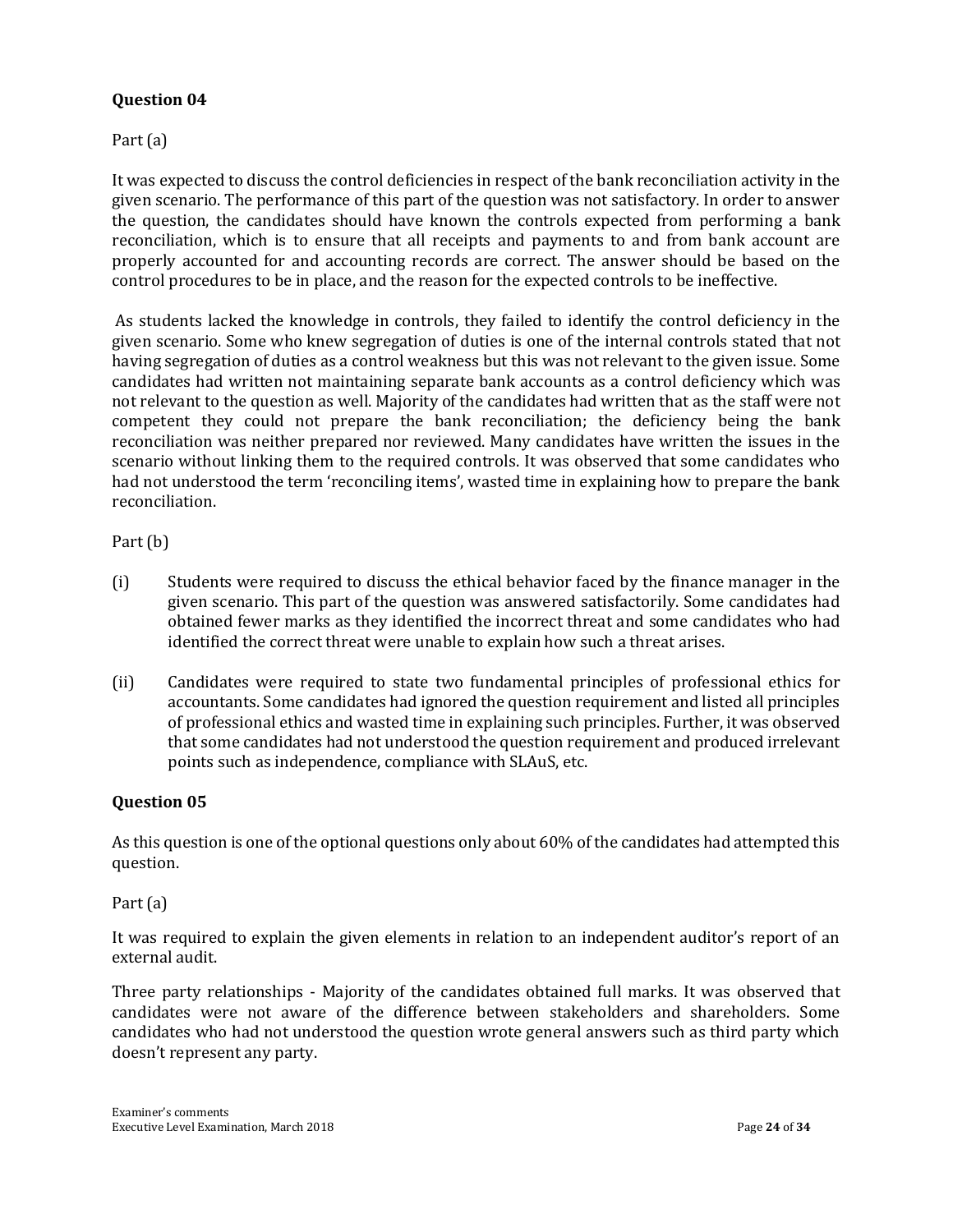### Question 04

Part (a)

It was expected to discuss the control deficiencies in respect of the bank reconciliation activity in the given scenario. The performance of this part of the question was not satisfactory. In order to answer the question, the candidates should have known the controls expected from performing a bank reconciliation, which is to ensure that all receipts and payments to and from bank account are properly accounted for and accounting records are correct. The answer should be based on the control procedures to be in place, and the reason for the expected controls to be ineffective.

As students lacked the knowledge in controls, they failed to identify the control deficiency in the given scenario. Some who knew segregation of duties is one of the internal controls stated that not having segregation of duties as a control weakness but this was not relevant to the given issue. Some candidates had written not maintaining separate bank accounts as a control deficiency which was not relevant to the question as well. Majority of the candidates had written that as the staff were not competent they could not prepare the bank reconciliation; the deficiency being the bank reconciliation was neither prepared nor reviewed. Many candidates have written the issues in the scenario without linking them to the required controls. It was observed that some candidates who had not understood the term 'reconciling items', wasted time in explaining how to prepare the bank reconciliation.

Part (b)

(i) Students were required to discuss the ethical behavior faced by the finance manager in the given scenario. This part of the question was answered satisfactorily. Some candidates had obtained fewer marks as they identified the incorrect threat and some candidates who had identified the correct threat were unable to explain how such a threat arises.

(ii) Candidates were required to state two fundamental principles of professional ethics for accountants. Some candidates had ignored the question requirement and listed all principles of professional ethics and wasted time in explaining such principles. Further, it was observed that some candidates had not understood the question requirement and produced irrelevant points such as independence, compliance with SLAuS, etc.

### Question 05

As this question is one of the optional questions only about 60% of the candidates had attempted this question.

Part (a)

It was required to explain the given elements in relation to an independent auditor's report of an external audit.

Three party relationships - Majority of the candidates obtained full marks. It was observed that candidates were not aware of the difference between stakeholders and shareholders. Some candidates who had not understood the question wrote general answers such as third party which doesn't represent any party.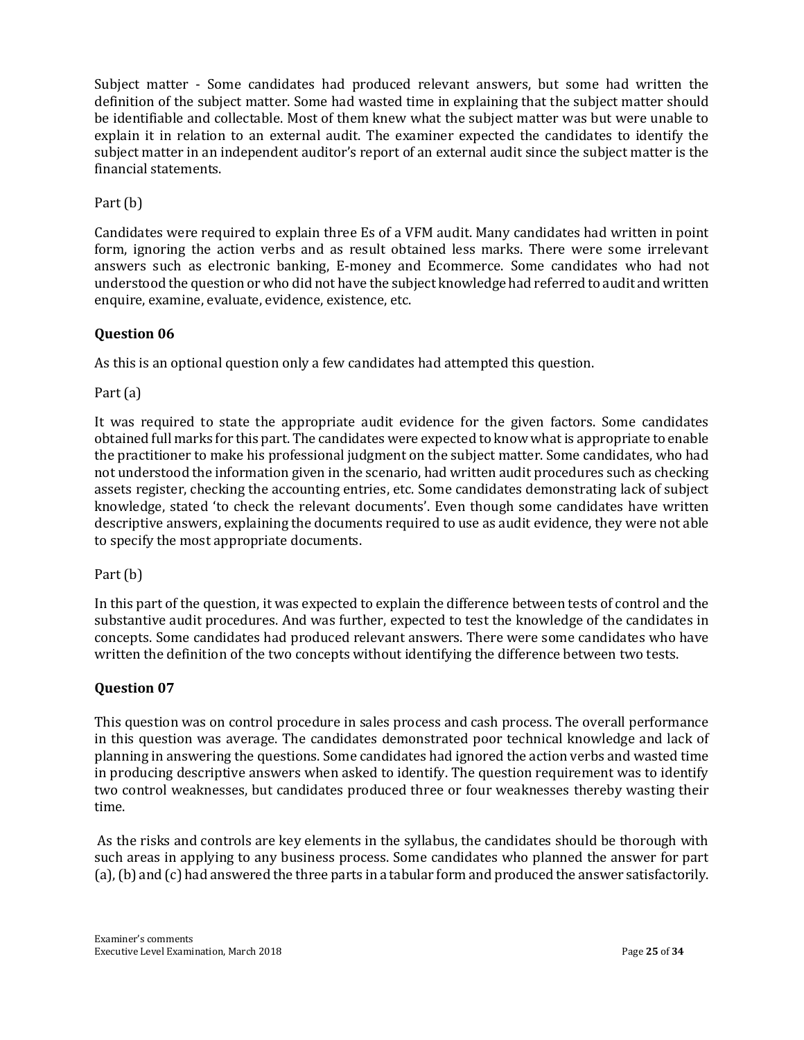Subject matter - Some candidates had produced relevant answers, but some had written the definition of the subject matter. Some had wasted time in explaining that the subject matter should be identifiable and collectable. Most of them knew what the subject matter was but were unable to explain it in relation to an external audit. The examiner expected the candidates to identify the subject matter in an independent auditor's report of an external audit since the subject matter is the financial statements.

Part (b)

Candidates were required to explain three Es of a VFM audit. Many candidates had written in point form, ignoring the action verbs and as result obtained less marks. There were some irrelevant answers such as electronic banking, E-money and Ecommerce. Some candidates who had not understood the question or who did not have the subject knowledge had referred to audit and written enquire, examine, evaluate, evidence, existence, etc.

### Question 06

As this is an optional question only a few candidates had attempted this question.

Part (a)

It was required to state the appropriate audit evidence for the given factors. Some candidates obtained full marks for this part. The candidates were expected to know what is appropriate to enable the practitioner to make his professional judgment on the subject matter. Some candidates, who had not understood the information given in the scenario, had written audit procedures such as checking assets register, checking the accounting entries, etc. Some candidates demonstrating lack of subject knowledge, stated 'to check the relevant documents'. Even though some candidates have written descriptive answers, explaining the documents required to use as audit evidence, they were not able to specify the most appropriate documents.

Part (b)

In this part of the question, it was expected to explain the difference between tests of control and the substantive audit procedures. And was further, expected to test the knowledge of the candidates in concepts. Some candidates had produced relevant answers. There were some candidates who have written the definition of the two concepts without identifying the difference between two tests.

### Question 07

This question was on control procedure in sales process and cash process. The overall performance in this question was average. The candidates demonstrated poor technical knowledge and lack of planning in answering the questions. Some candidates had ignored the action verbs and wasted time in producing descriptive answers when asked to identify. The question requirement was to identify two control weaknesses, but candidates produced three or four weaknesses thereby wasting their time.

As the risks and controls are key elements in the syllabus, the candidates should be thorough with such areas in applying to any business process. Some candidates who planned the answer for part (a), (b) and (c) had answered the three parts in a tabular form and produced the answer satisfactorily.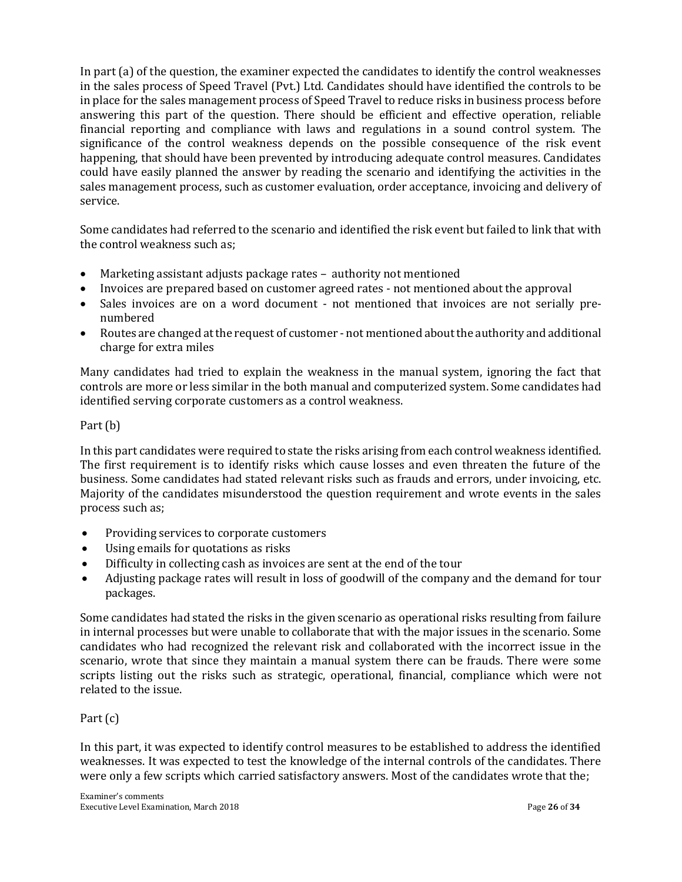In part (a) of the question, the examiner expected the candidates to identify the control weaknesses in the sales process of Speed Travel (Pvt.) Ltd. Candidates should have identified the controls to be in place for the sales management process of Speed Travel to reduce risks in business process before answering this part of the question. There should be efficient and effective operation, reliable financial reporting and compliance with laws and regulations in a sound control system. The significance of the control weakness depends on the possible consequence of the risk event happening, that should have been prevented by introducing adequate control measures. Candidates could have easily planned the answer by reading the scenario and identifying the activities in the sales management process, such as customer evaluation, order acceptance, invoicing and delivery of service.

Some candidates had referred to the scenario and identified the risk event but failed to link that with the control weakness such as;

- Marketing assistant adjusts package rates – authority not mentioned
- Invoices are prepared based on customer agreed rates - not mentioned about the approval
- Sales invoices are on a word document - not mentioned that invoices are not serially pre-numbered
- Routes are changed at the request of customer - not mentioned about the authority and additional charge for extra miles

Many candidates had tried to explain the weakness in the manual system, ignoring the fact that controls are more or less similar in the both manual and computerized system. Some candidates had identified serving corporate customers as a control weakness.

Part (b)

In this part candidates were required to state the risks arising from each control weakness identified. The first requirement is to identify risks which cause losses and even threaten the future of the business. Some candidates had stated relevant risks such as frauds and errors, under invoicing, etc. Majority of the candidates misunderstood the question requirement and wrote events in the sales process such as;

- Providing services to corporate customers
- Using emails for quotations as risks
- Difficulty in collecting cash as invoices are sent at the end of the tour
- Adjusting package rates will result in loss of goodwill of the company and the demand for tour packages.

Some candidates had stated the risks in the given scenario as operational risks resulting from failure in internal processes but were unable to collaborate that with the major issues in the scenario. Some candidates who had recognized the relevant risk and collaborated with the incorrect issue in the scenario, wrote that since they maintain a manual system there can be frauds. There were some scripts listing out the risks such as strategic, operational, financial, compliance which were not related to the issue.

Part (c)

In this part, it was expected to identify control measures to be established to address the identified weaknesses. It was expected to test the knowledge of the internal controls of the candidates. There were only a few scripts which carried satisfactory answers. Most of the candidates wrote that the;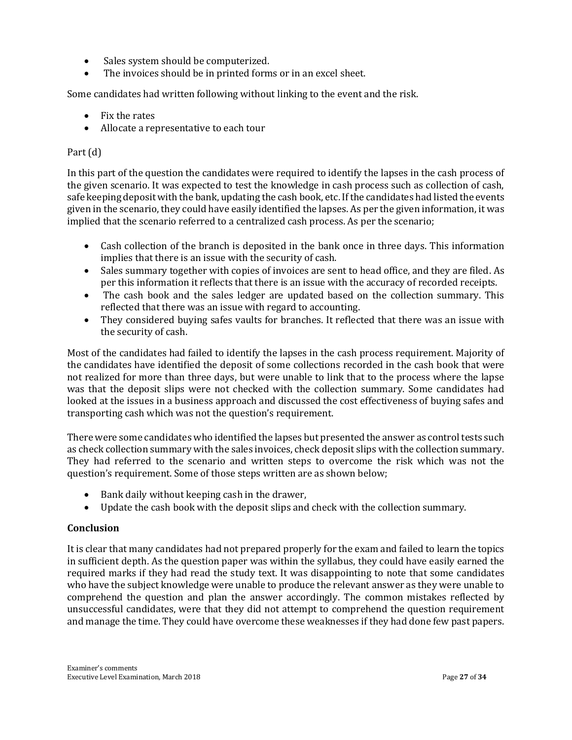- Sales system should be computerized.
- The invoices should be in printed forms or in an excel sheet.

Some candidates had written following without linking to the event and the risk.

- Fix the rates
- Allocate a representative to each tour

Part (d)

In this part of the question the candidates were required to identify the lapses in the cash process of the given scenario. It was expected to test the knowledge in cash process such as collection of cash, safe keeping deposit with the bank, updating the cash book, etc. If the candidates had listed the events given in the scenario, they could have easily identified the lapses. As per the given information, it was implied that the scenario referred to a centralized cash process. As per the scenario;

- Cash collection of the branch is deposited in the bank once in three days. This information implies that there is an issue with the security of cash.
- Sales summary together with copies of invoices are sent to head office, and they are filed. As per this information it reflects that there is an issue with the accuracy of recorded receipts.
- The cash book and the sales ledger are updated based on the collection summary. This reflected that there was an issue with regard to accounting.
- They considered buying safes vaults for branches. It reflected that there was an issue with the security of cash.

Most of the candidates had failed to identify the lapses in the cash process requirement. Majority of the candidates have identified the deposit of some collections recorded in the cash book that were not realized for more than three days, but were unable to link that to the process where the lapse was that the deposit slips were not checked with the collection summary. Some candidates had looked at the issues in a business approach and discussed the cost effectiveness of buying safes and transporting cash which was not the question's requirement.

There were some candidates who identified the lapses but presented the answer as control tests such as check collection summary with the sales invoices, check deposit slips with the collection summary. They had referred to the scenario and written steps to overcome the risk which was not the question's requirement. Some of those steps written are as shown below;

- Bank daily without keeping cash in the drawer,
- Update the cash book with the deposit slips and check with the collection summary.

**Conclusion**

It is clear that many candidates had not prepared properly for the exam and failed to learn the topics in sufficient depth. As the question paper was within the syllabus, they could have easily earned the required marks if they had read the study text. It was disappointing to note that some candidates who have the subject knowledge were unable to produce the relevant answer as they were unable to comprehend the question and plan the answer accordingly. The common mistakes reflected by unsuccessful candidates, were that they did not attempt to comprehend the question requirement and manage the time. They could have overcome these weaknesses if they had done few past papers.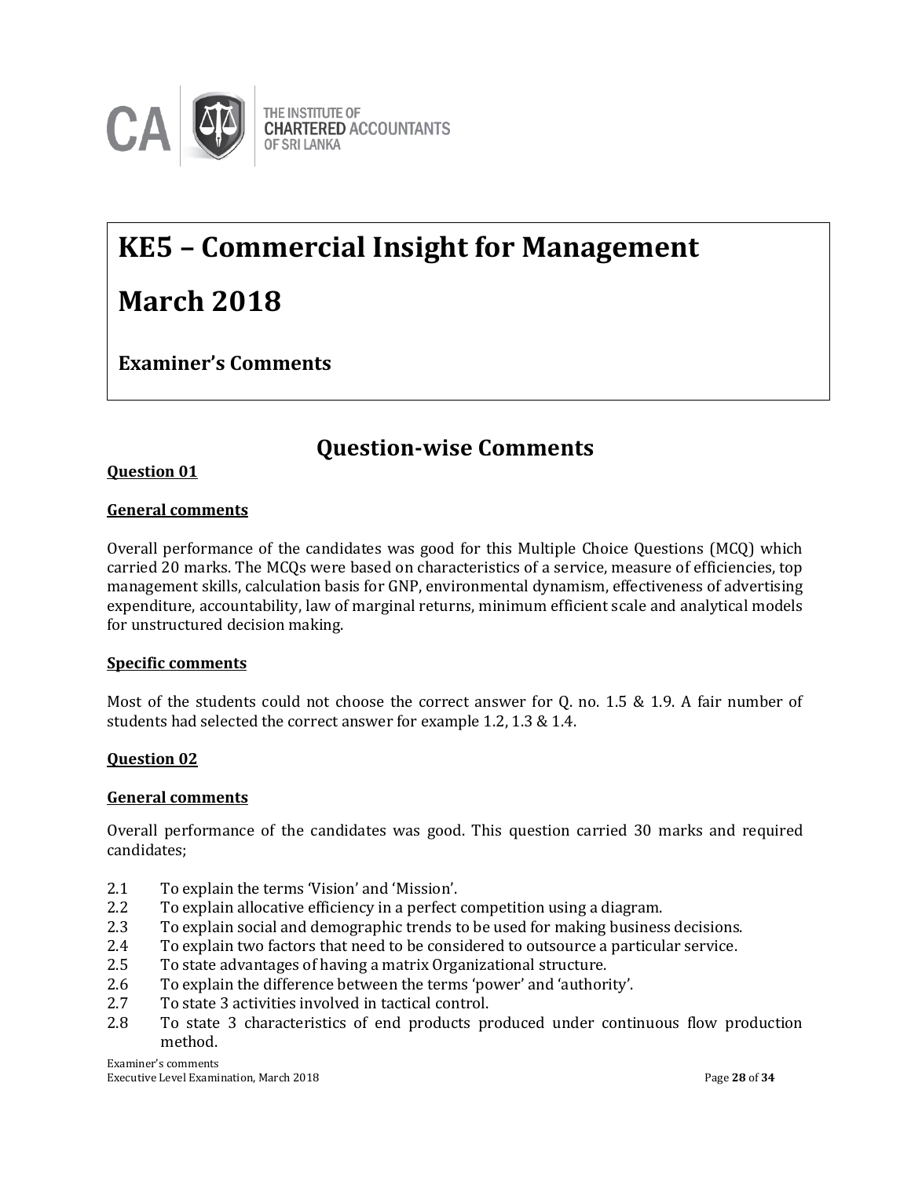# KE5 – Commercial Insight for Management

# March 2018

### Examiner's Comments

## Question-wise Comments

**Question 01**

**General comments**

Overall performance of the candidates was good for this Multiple Choice Questions (MCQ) which carried 20 marks. The MCQs were based on characteristics of a service, measure of efficiencies, top management skills, calculation basis for GNP, environmental dynamism, effectiveness of advertising expenditure, accountability, law of marginal returns, minimum efficient scale and analytical models for unstructured decision making.

**Specific comments**

Most of the students could not choose the correct answer for Q. no. 1.5 & 1.9. A fair number of students had selected the correct answer for example 1.2, 1.3 & 1.4.

**Question 02**

**General comments**

Overall performance of the candidates was good. This question carried 30 marks and required candidates;

2.1 To explain the terms 'Vision' and 'Mission'.
2.2 To explain allocative efficiency in a perfect competition using a diagram.
2.3 To explain social and demographic trends to be used for making business decisions.
2.4 To explain two factors that need to be considered to outsource a particular service.
2.5 To state advantages of having a matrix Organizational structure.
2.6 To explain the difference between the terms 'power' and 'authority'.
2.7 To state 3 activities involved in tactical control.
2.8 To state 3 characteristics of end products produced under continuous flow production method.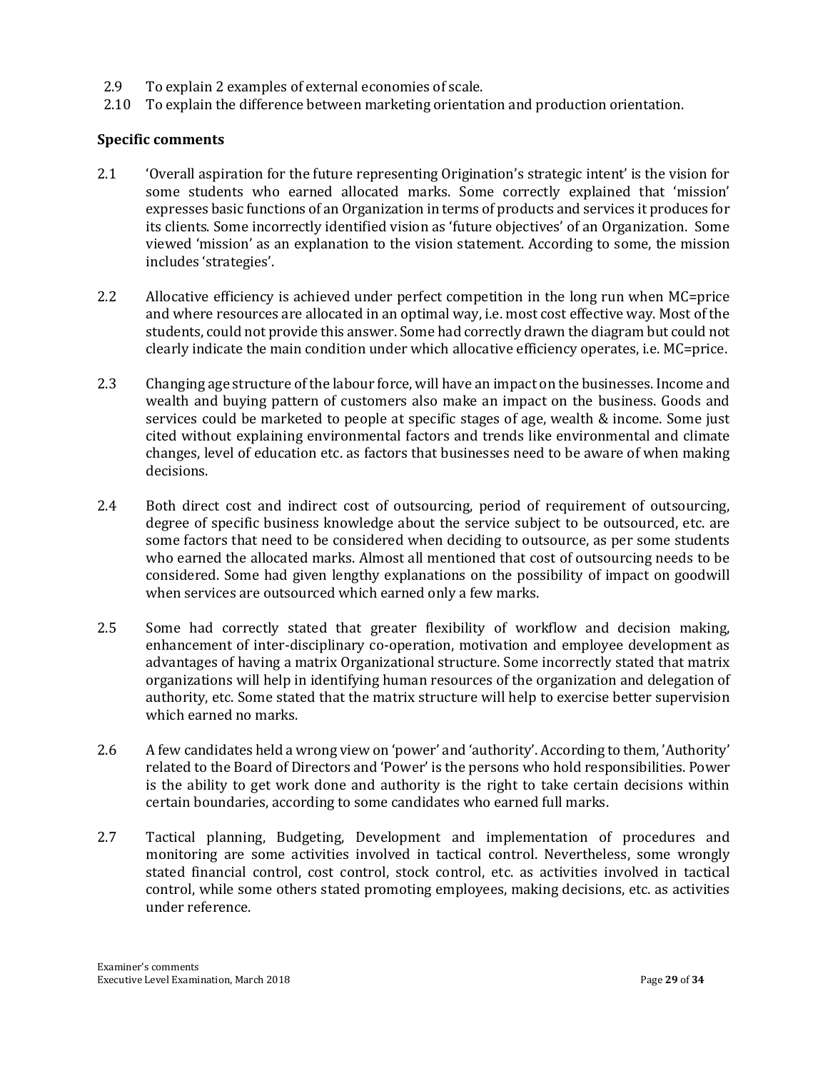2.9 To explain 2 examples of external economies of scale.

2.10 To explain the difference between marketing orientation and production orientation.

**Specific comments**

2.1 'Overall aspiration for the future representing Origination's strategic intent' is the vision for some students who earned allocated marks. Some correctly explained that 'mission' expresses basic functions of an Organization in terms of products and services it produces for its clients. Some incorrectly identified vision as 'future objectives' of an Organization. Some viewed 'mission' as an explanation to the vision statement. According to some, the mission includes 'strategies'.

2.2 Allocative efficiency is achieved under perfect competition in the long run when MC=price and where resources are allocated in an optimal way, i.e. most cost effective way. Most of the students, could not provide this answer. Some had correctly drawn the diagram but could not clearly indicate the main condition under which allocative efficiency operates, i.e. MC=price.

2.3 Changing age structure of the labour force, will have an impact on the businesses. Income and wealth and buying pattern of customers also make an impact on the business. Goods and services could be marketed to people at specific stages of age, wealth & income. Some just cited without explaining environmental factors and trends like environmental and climate changes, level of education etc. as factors that businesses need to be aware of when making decisions.

2.4 Both direct cost and indirect cost of outsourcing, period of requirement of outsourcing, degree of specific business knowledge about the service subject to be outsourced, etc. are some factors that need to be considered when deciding to outsource, as per some students who earned the allocated marks. Almost all mentioned that cost of outsourcing needs to be considered. Some had given lengthy explanations on the possibility of impact on goodwill when services are outsourced which earned only a few marks.

2.5 Some had correctly stated that greater flexibility of workflow and decision making, enhancement of inter-disciplinary co-operation, motivation and employee development as advantages of having a matrix Organizational structure. Some incorrectly stated that matrix organizations will help in identifying human resources of the organization and delegation of authority, etc. Some stated that the matrix structure will help to exercise better supervision which earned no marks.

2.6 A few candidates held a wrong view on 'power' and 'authority'. According to them, 'Authority' related to the Board of Directors and 'Power' is the persons who hold responsibilities. Power is the ability to get work done and authority is the right to take certain decisions within certain boundaries, according to some candidates who earned full marks.

2.7 Tactical planning, Budgeting, Development and implementation of procedures and monitoring are some activities involved in tactical control. Nevertheless, some wrongly stated financial control, cost control, stock control, etc. as activities involved in tactical control, while some others stated promoting employees, making decisions, etc. as activities under reference.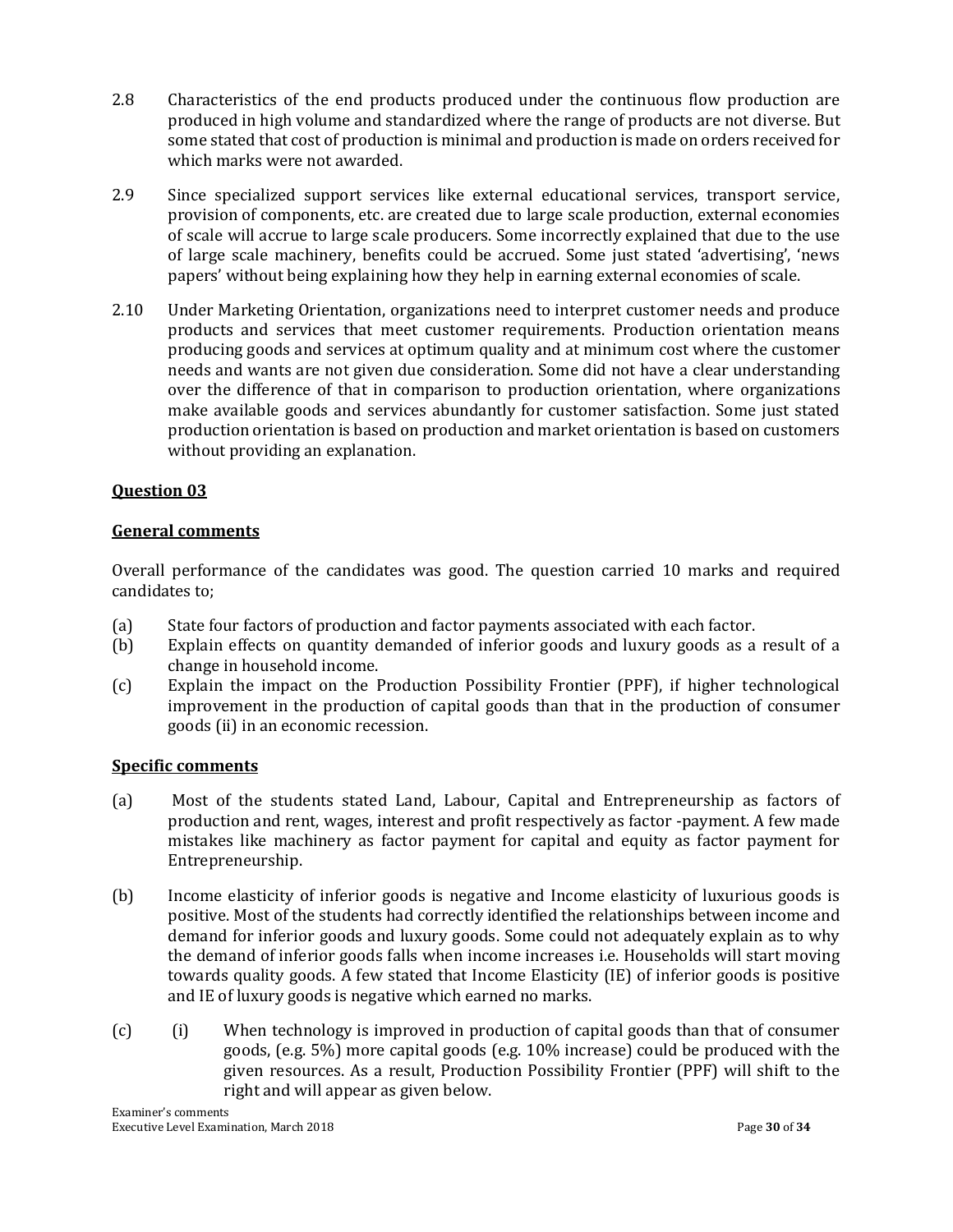2.8 Characteristics of the end products produced under the continuous flow production are produced in high volume and standardized where the range of products are not diverse. But some stated that cost of production is minimal and production is made on orders received for which marks were not awarded.

2.9 Since specialized support services like external educational services, transport service, provision of components, etc. are created due to large scale production, external economies of scale will accrue to large scale producers. Some incorrectly explained that due to the use of large scale machinery, benefits could be accrued. Some just stated 'advertising', 'news papers' without being explaining how they help in earning external economies of scale.

2.10 Under Marketing Orientation, organizations need to interpret customer needs and produce products and services that meet customer requirements. Production orientation means producing goods and services at optimum quality and at minimum cost where the customer needs and wants are not given due consideration. Some did not have a clear understanding over the difference of that in comparison to production orientation, where organizations make available goods and services abundantly for customer satisfaction. Some just stated production orientation is based on production and market orientation is based on customers without providing an explanation.

## Question 03

### General comments

Overall performance of the candidates was good. The question carried 10 marks and required candidates to;

(a) State four factors of production and factor payments associated with each factor.

(b) Explain effects on quantity demanded of inferior goods and luxury goods as a result of a change in household income.

(c) Explain the impact on the Production Possibility Frontier (PPF), if higher technological improvement in the production of capital goods than that in the production of consumer goods (ii) in an economic recession.

### Specific comments

(a) Most of the students stated Land, Labour, Capital and Entrepreneurship as factors of production and rent, wages, interest and profit respectively as factor -payment. A few made mistakes like machinery as factor payment for capital and equity as factor payment for Entrepreneurship.

(b) Income elasticity of inferior goods is negative and Income elasticity of luxurious goods is positive. Most of the students had correctly identified the relationships between income and demand for inferior goods and luxury goods. Some could not adequately explain as to why the demand of inferior goods falls when income increases i.e. Households will start moving towards quality goods. A few stated that Income Elasticity (IE) of inferior goods is positive and IE of luxury goods is negative which earned no marks.

(c) (i) When technology is improved in production of capital goods than that of consumer goods, (e.g. 5%) more capital goods (e.g. 10% increase) could be produced with the given resources. As a result, Production Possibility Frontier (PPF) will shift to the right and will appear as given below.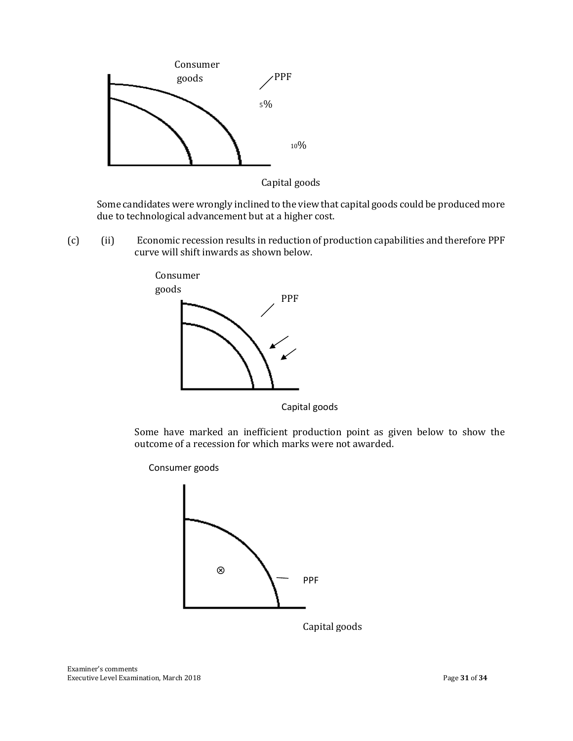Consumer goods

PPF

5%

10%

Capital goods

Some candidates were wrongly inclined to the view that capital goods could be produced more due to technological advancement but at a higher cost.

(c) (ii) Economic recession results in reduction of production capabilities and therefore PPF curve will shift inwards as shown below.

Consumer goods

PPF

Capital goods

Some have marked an inefficient production point as given below to show the outcome of a recession for which marks were not awarded.

Consumer goods

PPF

Capital goods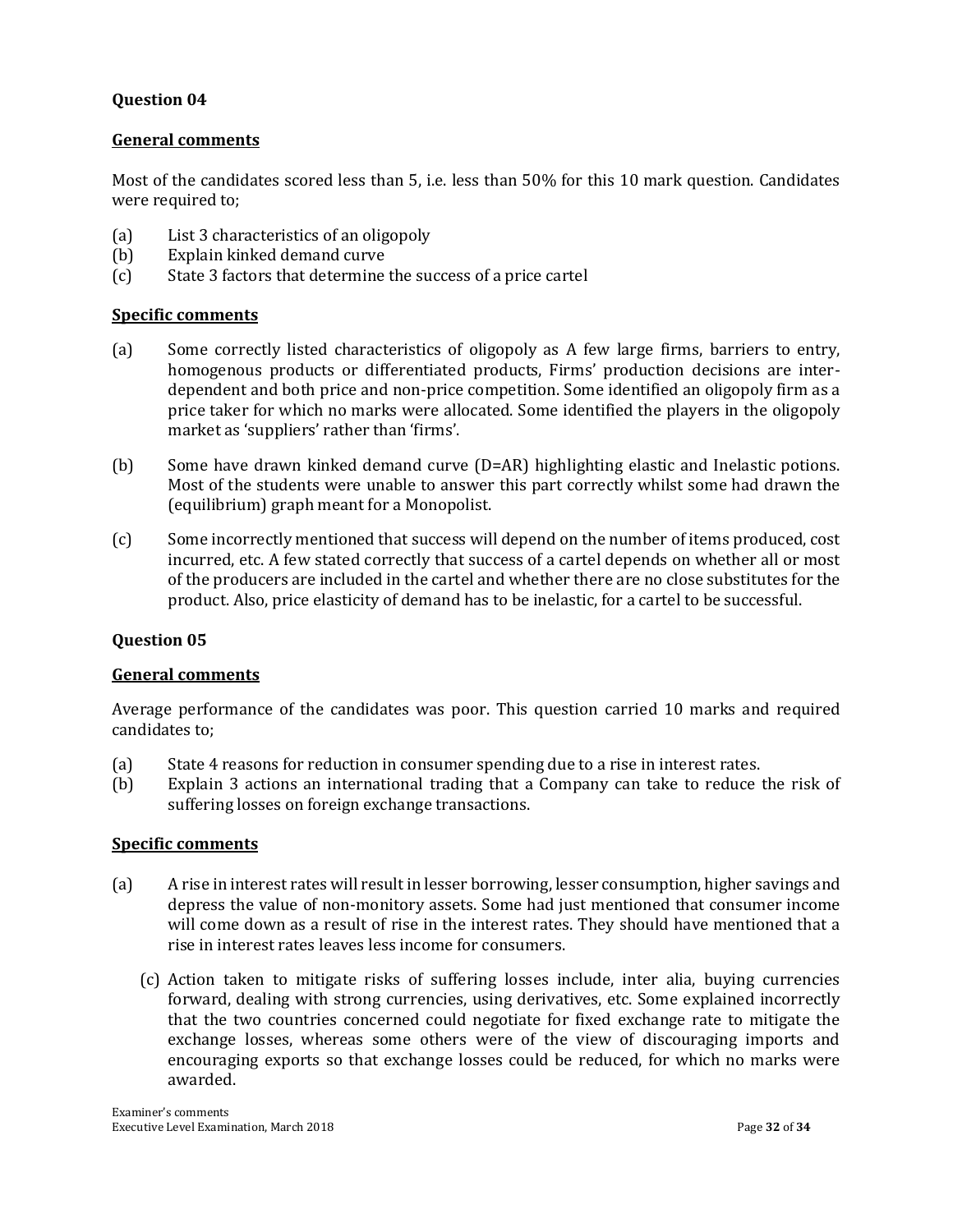## Question 04

### General comments

Most of the candidates scored less than 5, i.e. less than 50% for this 10 mark question. Candidates were required to;

(a) List 3 characteristics of an oligopoly
(b) Explain kinked demand curve
(c) State 3 factors that determine the success of a price cartel

### Specific comments

(a) Some correctly listed characteristics of oligopoly as A few large firms, barriers to entry, homogenous products or differentiated products, Firms' production decisions are inter-dependent and both price and non-price competition. Some identified an oligopoly firm as a price taker for which no marks were allocated. Some identified the players in the oligopoly market as 'suppliers' rather than 'firms'.

(b) Some have drawn kinked demand curve (D=AR) highlighting elastic and Inelastic potions. Most of the students were unable to answer this part correctly whilst some had drawn the (equilibrium) graph meant for a Monopolist.

(c) Some incorrectly mentioned that success will depend on the number of items produced, cost incurred, etc. A few stated correctly that success of a cartel depends on whether all or most of the producers are included in the cartel and whether there are no close substitutes for the product. Also, price elasticity of demand has to be inelastic, for a cartel to be successful.

## Question 05

### General comments

Average performance of the candidates was poor. This question carried 10 marks and required candidates to;

(a) State 4 reasons for reduction in consumer spending due to a rise in interest rates.
(b) Explain 3 actions an international trading that a Company can take to reduce the risk of suffering losses on foreign exchange transactions.

### Specific comments

(a) A rise in interest rates will result in lesser borrowing, lesser consumption, higher savings and depress the value of non-monitory assets. Some had just mentioned that consumer income will come down as a result of rise in the interest rates. They should have mentioned that a rise in interest rates leaves less income for consumers.

(c) Action taken to mitigate risks of suffering losses include, inter alia, buying currencies forward, dealing with strong currencies, using derivatives, etc. Some explained incorrectly that the two countries concerned could negotiate for fixed exchange rate to mitigate the exchange losses, whereas some others were of the view of discouraging imports and encouraging exports so that exchange losses could be reduced, for which no marks were awarded.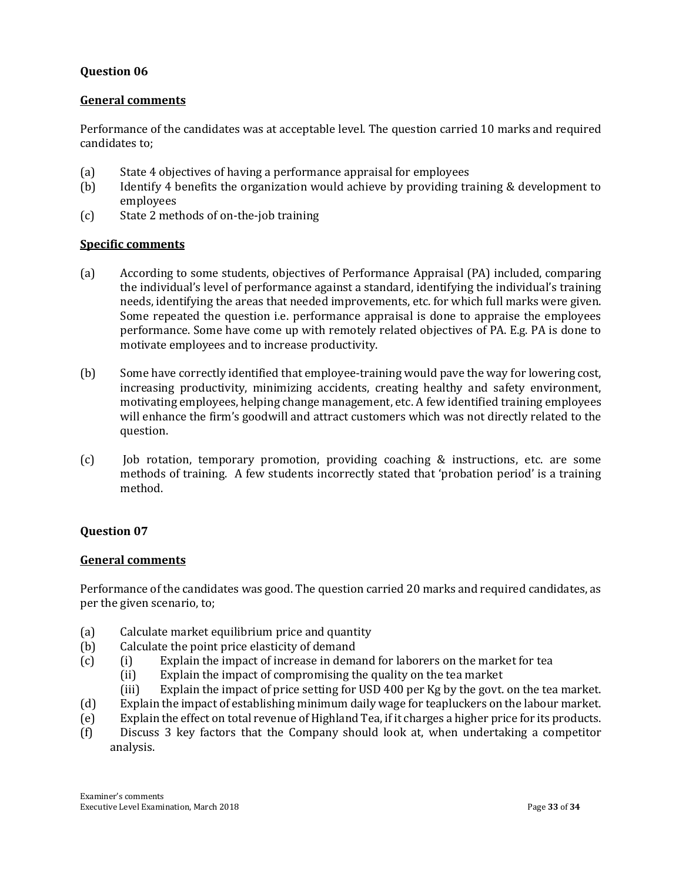## Question 06

**General comments**

Performance of the candidates was at acceptable level. The question carried 10 marks and required candidates to;

(a) State 4 objectives of having a performance appraisal for employees
(b) Identify 4 benefits the organization would achieve by providing training & development to employees
(c) State 2 methods of on-the-job training

**Specific comments**

(a) According to some students, objectives of Performance Appraisal (PA) included, comparing the individual's level of performance against a standard, identifying the individual's training needs, identifying the areas that needed improvements, etc. for which full marks were given. Some repeated the question i.e. performance appraisal is done to appraise the employees performance. Some have come up with remotely related objectives of PA. E.g. PA is done to motivate employees and to increase productivity.

(b) Some have correctly identified that employee-training would pave the way for lowering cost, increasing productivity, minimizing accidents, creating healthy and safety environment, motivating employees, helping change management, etc. A few identified training employees will enhance the firm's goodwill and attract customers which was not directly related to the question.

(c) Job rotation, temporary promotion, providing coaching & instructions, etc. are some methods of training. A few students incorrectly stated that 'probation period' is a training method.

## Question 07

**General comments**

Performance of the candidates was good. The question carried 20 marks and required candidates, as per the given scenario, to;

(a) Calculate market equilibrium price and quantity
(b) Calculate the point price elasticity of demand
(c) (i) Explain the impact of increase in demand for laborers on the market for tea
    (ii) Explain the impact of compromising the quality on the tea market
    (iii) Explain the impact of price setting for USD 400 per Kg by the govt. on the tea market.
(d) Explain the impact of establishing minimum daily wage for teapluckers on the labour market.
(e) Explain the effect on total revenue of Highland Tea, if it charges a higher price for its products.
(f) Discuss 3 key factors that the Company should look at, when undertaking a competitor analysis.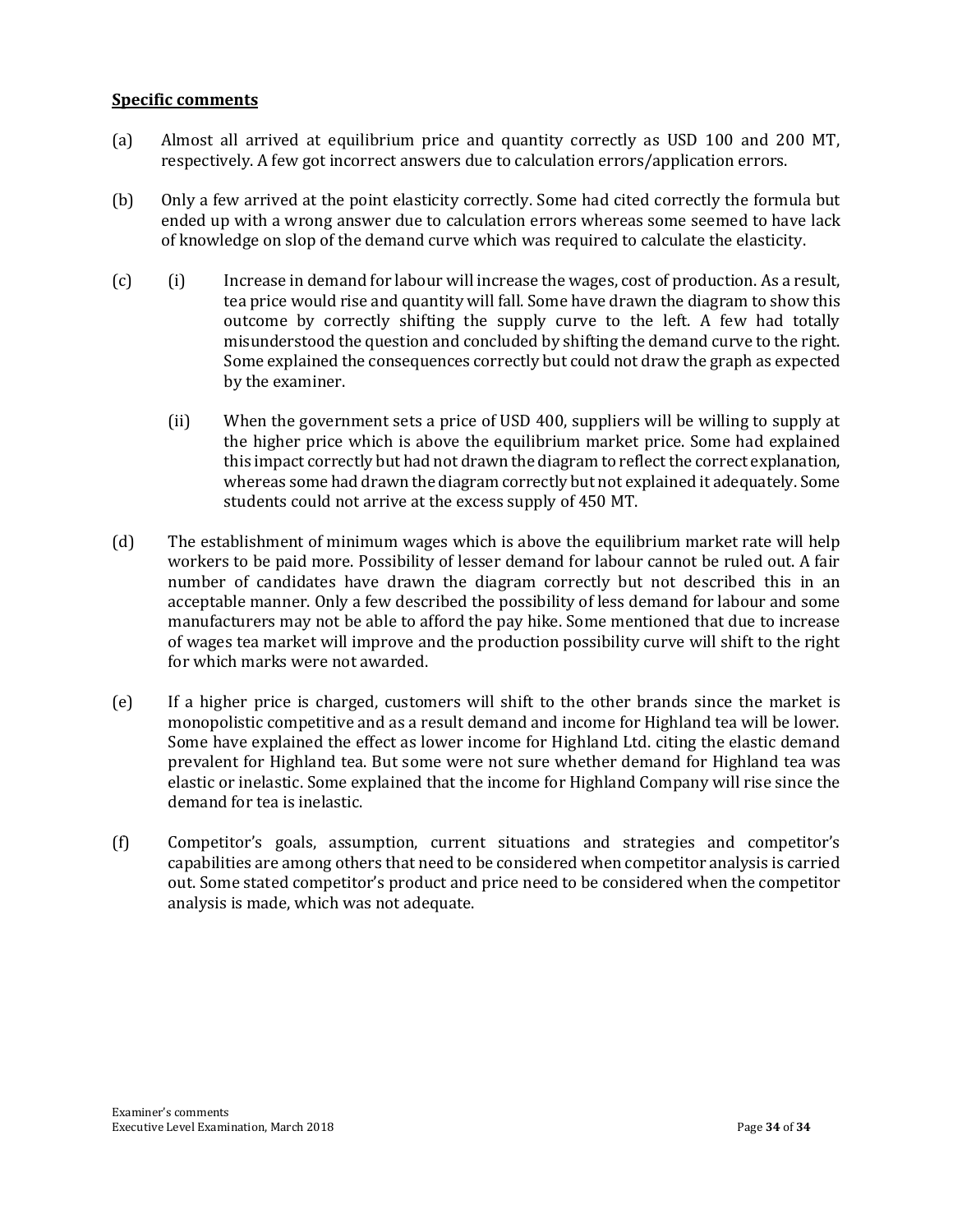**Specific comments**

(a) Almost all arrived at equilibrium price and quantity correctly as USD 100 and 200 MT, respectively. A few got incorrect answers due to calculation errors/application errors.

(b) Only a few arrived at the point elasticity correctly. Some had cited correctly the formula but ended up with a wrong answer due to calculation errors whereas some seemed to have lack of knowledge on slop of the demand curve which was required to calculate the elasticity.

(c) (i) Increase in demand for labour will increase the wages, cost of production. As a result, tea price would rise and quantity will fall. Some have drawn the diagram to show this outcome by correctly shifting the supply curve to the left. A few had totally misunderstood the question and concluded by shifting the demand curve to the right. Some explained the consequences correctly but could not draw the graph as expected by the examiner.

(ii) When the government sets a price of USD 400, suppliers will be willing to supply at the higher price which is above the equilibrium market price. Some had explained this impact correctly but had not drawn the diagram to reflect the correct explanation, whereas some had drawn the diagram correctly but not explained it adequately. Some students could not arrive at the excess supply of 450 MT.

(d) The establishment of minimum wages which is above the equilibrium market rate will help workers to be paid more. Possibility of lesser demand for labour cannot be ruled out. A fair number of candidates have drawn the diagram correctly but not described this in an acceptable manner. Only a few described the possibility of less demand for labour and some manufacturers may not be able to afford the pay hike. Some mentioned that due to increase of wages tea market will improve and the production possibility curve will shift to the right for which marks were not awarded.

(e) If a higher price is charged, customers will shift to the other brands since the market is monopolistic competitive and as a result demand and income for Highland tea will be lower. Some have explained the effect as lower income for Highland Ltd. citing the elastic demand prevalent for Highland tea. But some were not sure whether demand for Highland tea was elastic or inelastic. Some explained that the income for Highland Company will rise since the demand for tea is inelastic.

(f) Competitor's goals, assumption, current situations and strategies and competitor's capabilities are among others that need to be considered when competitor analysis is carried out. Some stated competitor's product and price need to be considered when the competitor analysis is made, which was not adequate.